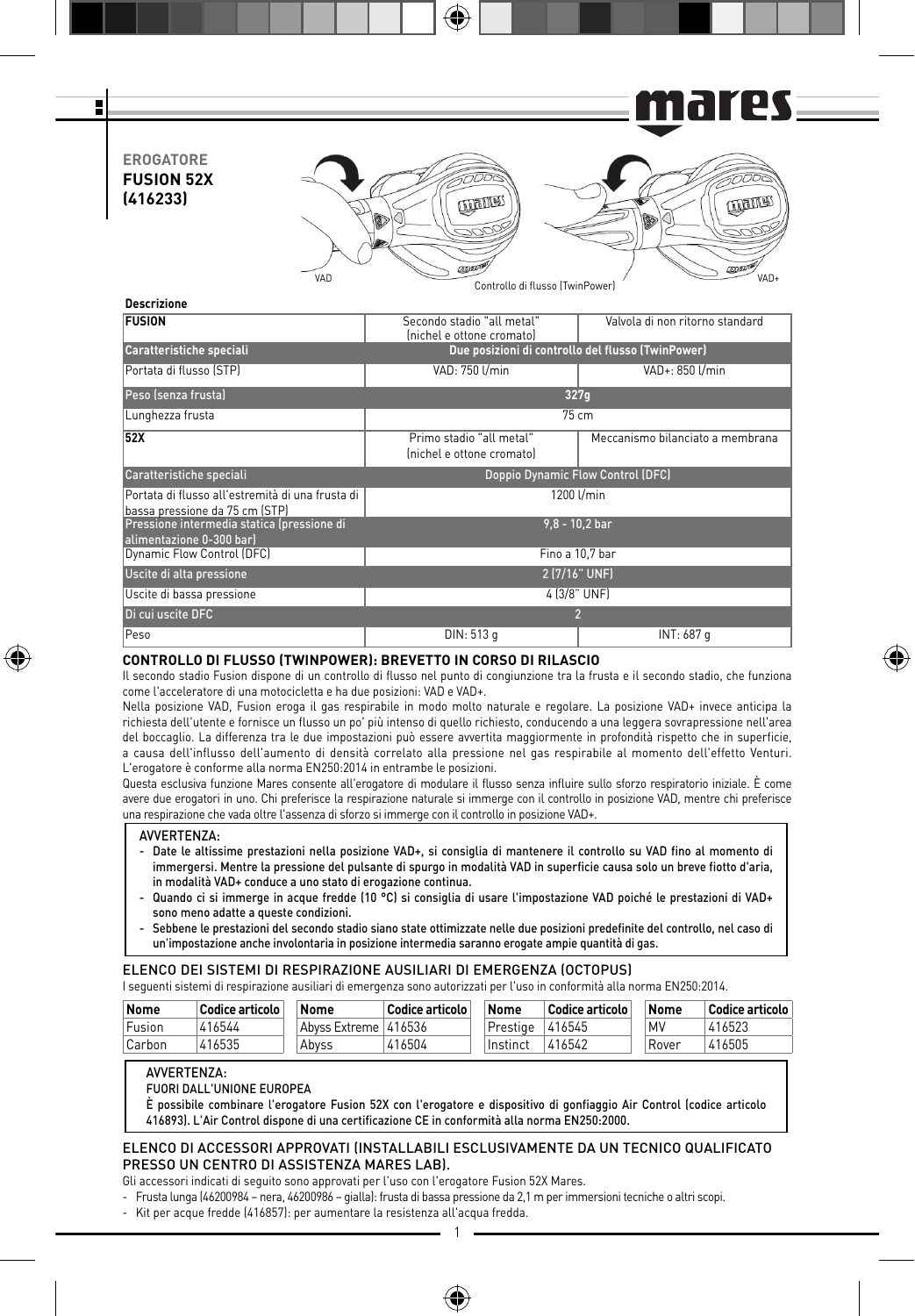# EROGATORE FUSION 52X (416233)

VAD — Controllo di flusso (TwinPower) — VAD+

**Descrizione**

| FUSION | Secondo stadio "all metal" (nichel e ottone cromato) | Valvola di non ritorno standard |
|---|---|---|
| Caratteristiche speciali | Due posizioni di controllo del flusso (TwinPower) | |
| Portata di flusso (STP) | VAD: 750 l/min | VAD+: 850 l/min |
| Peso (senza frusta) | 327g | |
| Lunghezza frusta | 75 cm | |
| **52X** | Primo stadio "all metal" (nichel e ottone cromato) | Meccanismo bilanciato a membrana |
| Caratteristiche speciali | Doppio Dynamic Flow Control (DFC) | |
| Portata di flusso all'estremità di una frusta di bassa pressione da 75 cm (STP) | 1200 l/min | |
| Pressione intermedia statica (pressione di alimentazione 0-300 bar) | 9,8 - 10,2 bar | |
| Dynamic Flow Control (DFC) | Fino a 10,7 bar | |
| Uscite di alta pressione | 2 (7/16" UNF) | |
| Uscite di bassa pressione | 4 (3/8" UNF) | |
| Di cui uscite DFC | 2 | |
| Peso | DIN: 513 g | INT: 687 g |

## CONTROLLO DI FLUSSO (TWINPOWER): BREVETTO IN CORSO DI RILASCIO

Il secondo stadio Fusion dispone di un controllo di flusso nel punto di congiunzione tra la frusta e il secondo stadio, che funziona come l'acceleratore di una motocicletta e ha due posizioni: VAD e VAD+.

Nella posizione VAD, Fusion eroga il gas respirabile in modo molto naturale e regolare. La posizione VAD+ invece anticipa la richiesta dell'utente e fornisce un flusso un po' più intenso di quello richiesto, conducendo a una leggera sovrapressione nell'area del boccaglio. La differenza tra le due impostazioni può essere avvertita maggiormente in profondità rispetto che in superficie, a causa dell'influsso dell'aumento di densità correlato alla pressione nel gas respirabile al momento dell'effetto Venturi. L'erogatore è conforme alla norma EN250:2014 in entrambe le posizioni.

Questa esclusiva funzione Mares consente all'erogatore di modulare il flusso senza influire sullo sforzo respiratorio iniziale. È come avere due erogatori in uno. Chi preferisce la respirazione naturale si immerge con il controllo in posizione VAD, mentre chi preferisce una respirazione che vada oltre l'assenza di sforzo si immerge con il controllo in posizione VAD+.

> AVVERTENZA:
> - **Date le altissime prestazioni nella posizione VAD+, si consiglia di mantenere il controllo su VAD fino al momento di immergersi. Mentre la pressione del pulsante di spurgo in modalità VAD in superficie causa solo un breve fiotto d'aria, in modalità VAD+ conduce a uno stato di erogazione continua.**
> - **Quando ci si immerge in acque fredde (10 °C) si consiglia di usare l'impostazione VAD poiché le prestazioni di VAD+ sono meno adatte a queste condizioni.**
> - **Sebbene le prestazioni del secondo stadio siano state ottimizzate nelle due posizioni predefinite del controllo, nel caso di un'impostazione anche involontaria in posizione intermedia saranno erogate ampie quantità di gas.**

## ELENCO DEI SISTEMI DI RESPIRAZIONE AUSILIARI DI EMERGENZA (OCTOPUS)

I seguenti sistemi di respirazione ausiliari di emergenza sono autorizzati per l'uso in conformità alla norma EN250:2014.

| Nome | Codice articolo | Nome | Codice articolo | Nome | Codice articolo | Nome | Codice articolo |
|---|---|---|---|---|---|---|---|
| Fusion | 416544 | Abyss Extreme | 416536 | Prestige | 416545 | MV | 416523 |
| Carbon | 416535 | Abyss | 416504 | Instinct | 416542 | Rover | 416505 |

> AVVERTENZA:
> FUORI DALL'UNIONE EUROPEA
> **È possibile combinare l'erogatore Fusion 52X con l'erogatore e dispositivo di gonfiaggio Air Control (codice articolo 416893). L'Air Control dispone di una certificazione CE in conformità alla norma EN250:2000.**

## ELENCO DI ACCESSORI APPROVATI (INSTALLABILI ESCLUSIVAMENTE DA UN TECNICO QUALIFICATO PRESSO UN CENTRO DI ASSISTENZA MARES LAB).

Gli accessori indicati di seguito sono approvati per l'uso con l'erogatore Fusion 52X Mares.

- Frusta lunga (46200984 – nera, 46200986 – gialla): frusta di bassa pressione da 2,1 m per immersioni tecniche o altri scopi.
- Kit per acque fredde (416857): per aumentare la resistenza all'acqua fredda.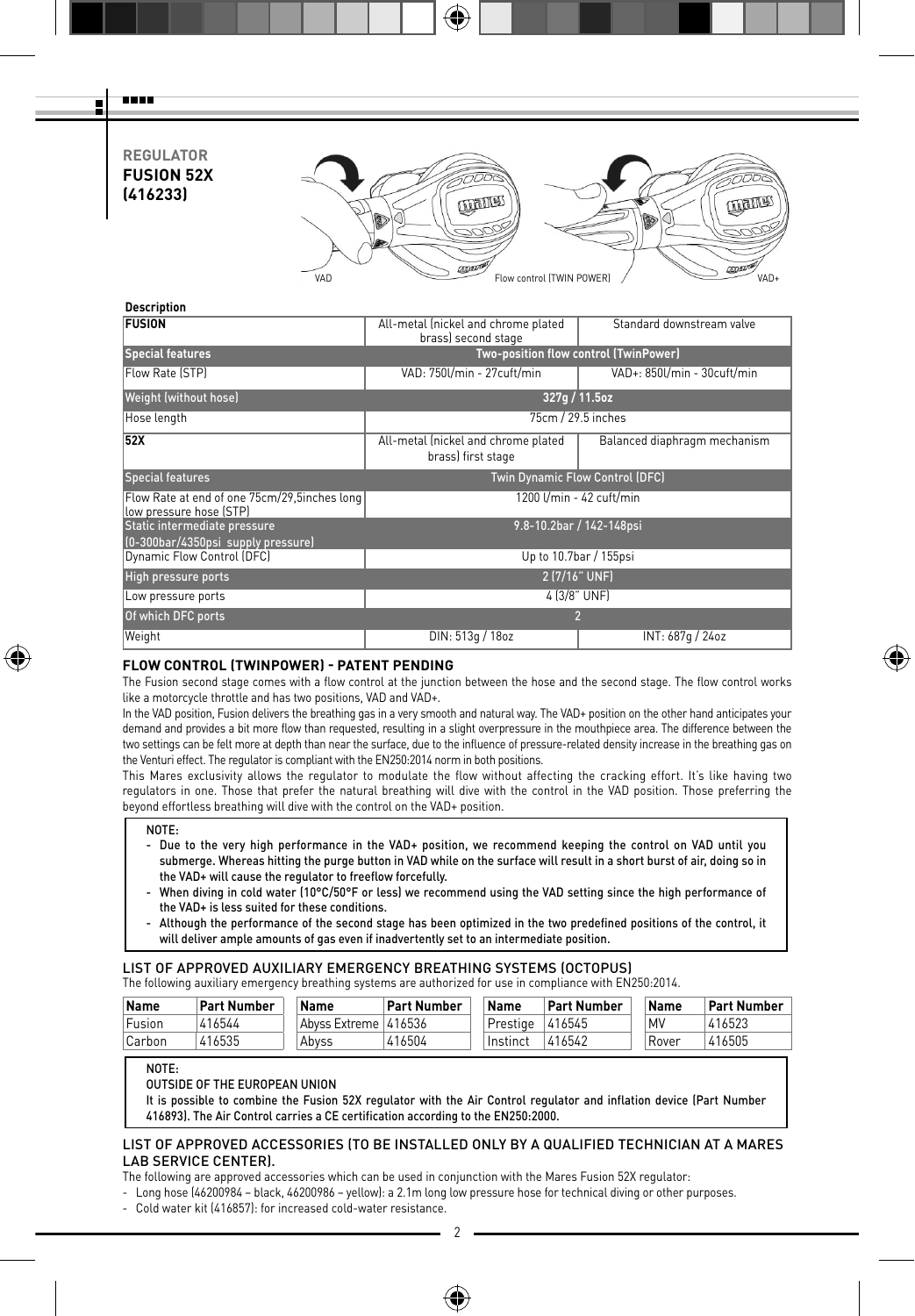**REGULATOR**
**FUSION 52X**
**(416233)**

VAD — Flow control (TWIN POWER) — VAD+

**Description**

| | | |
|---|---|---|
| **FUSION** | All-metal (nickel and chrome plated brass) second stage | Standard downstream valve |
| **Special features** | Two-position flow control (TwinPower) | |
| Flow Rate (STP) | VAD: 750l/min - 27cuft/min | VAD+: 850l/min - 30cuft/min |
| Weight (without hose) | 327g / 11.5oz | |
| Hose length | 75cm / 29.5 inches | |
| **52X** | All-metal (nickel and chrome plated brass) first stage | Balanced diaphragm mechanism |
| Special features | Twin Dynamic Flow Control (DFC) | |
| Flow Rate at end of one 75cm/29,5inches long low pressure hose (STP) | 1200 l/min - 42 cuft/min | |
| Static intermediate pressure (0-300bar/4350psi supply pressure) | 9.8-10.2bar / 142-148psi | |
| Dynamic Flow Control (DFC) | Up to 10.7bar / 155psi | |
| High pressure ports | 2 (7/16" UNF) | |
| Low pressure ports | 4 (3/8" UNF) | |
| Of which DFC ports | 2 | |
| Weight | DIN: 513g / 18oz | INT: 687g / 24oz |

## FLOW CONTROL (TWINPOWER) - PATENT PENDING

The Fusion second stage comes with a flow control at the junction between the hose and the second stage. The flow control works like a motorcycle throttle and has two positions, VAD and VAD+.

In the VAD position, Fusion delivers the breathing gas in a very smooth and natural way. The VAD+ position on the other hand anticipates your demand and provides a bit more flow than requested, resulting in a slight overpressure in the mouthpiece area. The difference between the two settings can be felt more at depth than near the surface, due to the influence of pressure-related density increase in the breathing gas on the Venturi effect. The regulator is compliant with the EN250:2014 norm in both positions.

This Mares exclusivity allows the regulator to modulate the flow without affecting the cracking effort. It's like having two regulators in one. Those that prefer the natural breathing will dive with the control in the VAD position. Those preferring the beyond effortless breathing will dive with the control on the VAD+ position.

> NOTE:
> - Due to the very high performance in the VAD+ position, we recommend keeping the control on VAD until you submerge. Whereas hitting the purge button in VAD while on the surface will result in a short burst of air, doing so in the VAD+ will cause the regulator to freeflow forcefully.
> - When diving in cold water (10°C/50°F or less) we recommend using the VAD setting since the high performance of the VAD+ is less suited for these conditions.
> - Although the performance of the second stage has been optimized in the two predefined positions of the control, it will deliver ample amounts of gas even if inadvertently set to an intermediate position.

## LIST OF APPROVED AUXILIARY EMERGENCY BREATHING SYSTEMS (OCTOPUS)

The following auxiliary emergency breathing systems are authorized for use in compliance with EN250:2014.

| Name | Part Number | Name | Part Number | Name | Part Number | Name | Part Number |
|---|---|---|---|---|---|---|---|
| Fusion | 416544 | Abyss Extreme | 416536 | Prestige | 416545 | MV | 416523 |
| Carbon | 416535 | Abyss | 416504 | Instinct | 416542 | Rover | 416505 |

> NOTE:
> OUTSIDE OF THE EUROPEAN UNION
> It is possible to combine the Fusion 52X regulator with the Air Control regulator and inflation device (Part Number 416893). The Air Control carries a CE certification according to the EN250:2000.

## LIST OF APPROVED ACCESSORIES (TO BE INSTALLED ONLY BY A QUALIFIED TECHNICIAN AT A MARES LAB SERVICE CENTER).

The following are approved accessories which can be used in conjunction with the Mares Fusion 52X regulator:

- Long hose (46200984 – black, 46200986 – yellow): a 2.1m long low pressure hose for technical diving or other purposes.
- Cold water kit (416857): for increased cold-water resistance.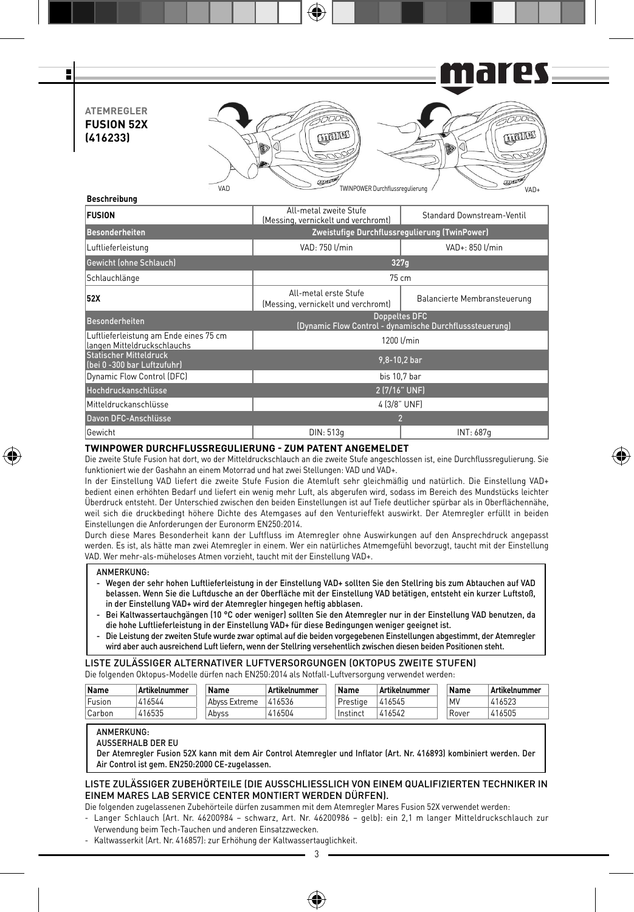**ATEMREGLER**
**FUSION 52X**
**(416233)**

VAD — TWINPOWER Durchflussregulierung — VAD+

**Beschreibung**

| | | |
|---|---|---|
| **FUSION** | All-metal zweite Stufe (Messing, vernickelt und verchromt) | Standard Downstream-Ventil |
| **Besonderheiten** | **Zweistufige Durchflussregulierung (TwinPower)** | |
| Luftliefer­leistung | VAD: 750 l/min | VAD+: 850 l/min |
| **Gewicht (ohne Schlauch)** | **327g** | |
| Schlauchlänge | 75 cm | |
| **52X** | All-metal erste Stufe (Messing, vernickelt und verchromt) | Balancierte Membransteuerung |
| **Besonderheiten** | **Doppeltes DFC (Dynamic Flow Control - dynamische Durchflusssteuerung)** | |
| Luftlieferleistung am Ende eines 75 cm langen Mitteldruckschlauchs | 1200 l/min | |
| **Statischer Mitteldruck (bei 0 -300 bar Luftzufuhr)** | **9,8-10,2 bar** | |
| Dynamic Flow Control (DFC) | bis 10,7 bar | |
| **Hochdruckanschlüsse** | **2 (7/16" UNF)** | |
| Mitteldruckanschlüsse | 4 (3/8" UNF) | |
| **Davon DFC-Anschlüsse** | **2** | |
| Gewicht | DIN: 513g | INT: 687g |

### TWINPOWER DURCHFLUSSREGULIERUNG - ZUM PATENT ANGEMELDET

Die zweite Stufe Fusion hat dort, wo der Mitteldruckschlauch an die zweite Stufe angeschlossen ist, eine Durchflussregulierung. Sie funktioniert wie der Gashahn an einem Motorrad und hat zwei Stellungen: VAD und VAD+.

In der Einstellung VAD liefert die zweite Stufe Fusion die Atemluft sehr gleichmäßig und natürlich. Die Einstellung VAD+ bedient einen erhöhten Bedarf und liefert ein wenig mehr Luft, als abgerufen wird, sodass im Bereich des Mundstücks leichter Überdruck entsteht. Der Unterschied zwischen den beiden Einstellungen ist auf Tiefe deutlicher spürbar als in Oberflächennähe, weil sich die druckbedingt höhere Dichte des Atemgases auf den Venturieffekt auswirkt. Der Atemregler erfüllt in beiden Einstellungen die Anforderungen der Euronorm EN250:2014.

Durch diese Mares Besonderheit kann der Luftfluss im Atemregler ohne Auswirkungen auf den Ansprechdruck angepasst werden. Es ist, als hätte man zwei Atemregler in einem. Wer ein natürliches Atemgefühl bevorzugt, taucht mit der Einstellung VAD. Wer mehr-als-müheloses Atmen vorzieht, taucht mit der Einstellung VAD+.

> ANMERKUNG:
> - **Wegen der sehr hohen Luftlieferleistung in der Einstellung VAD+ sollten Sie den Stellring bis zum Abtauchen auf VAD belassen. Wenn Sie die Luftdusche an der Oberfläche mit der Einstellung VAD betätigen, entsteht ein kurzer Luftstoß, in der Einstellung VAD+ wird der Atemregler hingegen heftig abblasen.**
> - **Bei Kaltwassertauchgängen (10 °C oder weniger) sollten Sie den Atemregler nur in der Einstellung VAD benutzen, da die hohe Luftlieferleistung in der Einstellung VAD+ für diese Bedingungen weniger geeignet ist.**
> - **Die Leistung der zweiten Stufe wurde zwar optimal auf die beiden vorgegebenen Einstellungen abgestimmt, der Atemregler wird aber auch ausreichend Luft liefern, wenn der Stellring versehentlich zwischen diesen beiden Positionen steht.**

### LISTE ZULÄSSIGER ALTERNATIVER LUFTVERSORGUNGEN (OKTOPUS ZWEITE STUFEN)

Die folgenden Oktopus-Modelle dürfen nach EN250:2014 als Notfall-Luftversorgung verwendet werden:

| Name | Artikelnummer | Name | Artikelnummer | Name | Artikelnummer | Name | Artikelnummer |
|---|---|---|---|---|---|---|---|
| Fusion | 416544 | Abyss Extreme | 416536 | Prestige | 416545 | MV | 416523 |
| Carbon | 416535 | Abyss | 416504 | Instinct | 416542 | Rover | 416505 |

> ANMERKUNG:
> AUSSERHALB DER EU
> **Der Atemregler Fusion 52X kann mit dem Air Control Atemregler und Inflator (Art. Nr. 416893) kombiniert werden. Der Air Control ist gem. EN250:2000 CE-zugelassen.**

### LISTE ZULÄSSIGER ZUBEHÖRTEILE (DIE AUSSCHLIESSLICH VON EINEM QUALIFIZIERTEN TECHNIKER IN EINEM MARES LAB SERVICE CENTER MONTIERT WERDEN DÜRFEN).

Die folgenden zugelassenen Zubehörteile dürfen zusammen mit dem Atemregler Mares Fusion 52X verwendet werden:

- Langer Schlauch (Art. Nr. 46200984 – schwarz, Art. Nr. 46200986 – gelb): ein 2,1 m langer Mitteldruckschlauch zur Verwendung beim Tech-Tauchen und anderen Einsatzzwecken.
- Kaltwasserkit (Art. Nr. 416857): zur Erhöhung der Kaltwassertauglichkeit.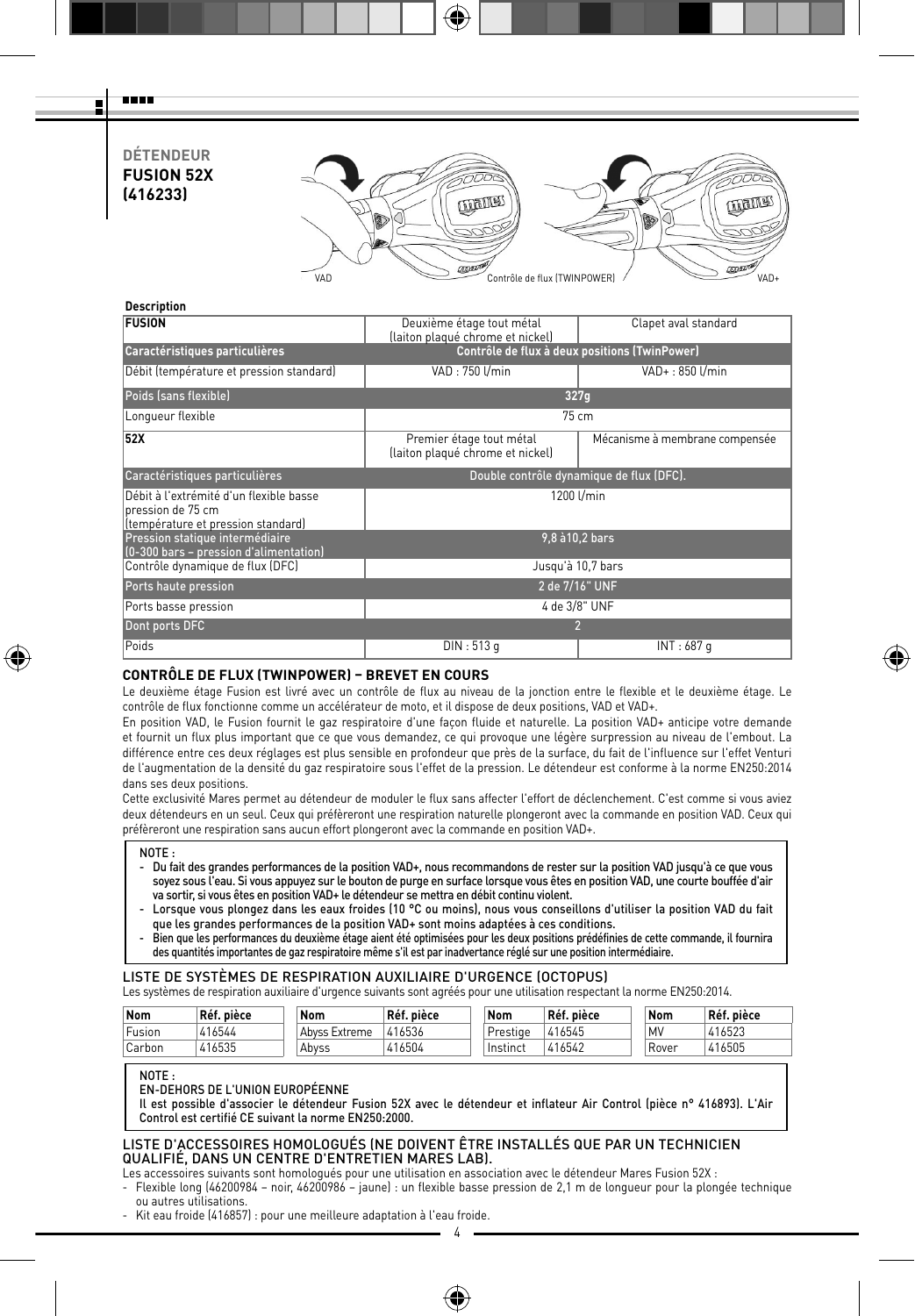# DÉTENDEUR FUSION 52X (416233)

VAD    Contrôle de flux (TWINPOWER)    VAD+

**Description**

| FUSION | Deuxième étage tout métal (laiton plaqué chrome et nickel) | Clapet aval standard |
|---|---|---|
| Caractéristiques particulières | Contrôle de flux à deux positions (TwinPower) | |
| Débit (température et pression standard) | VAD : 750 l/min | VAD+ : 850 l/min |
| Poids (sans flexible) | 327g | |
| Longueur flexible | 75 cm | |
| **52X** | Premier étage tout métal (laiton plaqué chrome et nickel) | Mécanisme à membrane compensée |
| Caractéristiques particulières | Double contrôle dynamique de flux (DFC). | |
| Débit à l'extrémité d'un flexible basse pression de 75 cm (température et pression standard) | 1200 l/min | |
| Pression statique intermédiaire (0-300 bars – pression d'alimentation) | 9,8 à10,2 bars | |
| Contrôle dynamique de flux (DFC) | Jusqu'à 10,7 bars | |
| Ports haute pression | 2 de 7/16" UNF | |
| Ports basse pression | 4 de 3/8" UNF | |
| Dont ports DFC | 2 | |
| Poids | DIN : 513 g | INT : 687 g |

## CONTRÔLE DE FLUX (TWINPOWER) – BREVET EN COURS

Le deuxième étage Fusion est livré avec un contrôle de flux au niveau de la jonction entre le flexible et le deuxième étage. Le contrôle de flux fonctionne comme un accélérateur de moto, et il dispose de deux positions, VAD et VAD+.

En position VAD, le Fusion fournit le gaz respiratoire d'une façon fluide et naturelle. La position VAD+ anticipe votre demande et fournit un flux plus important que ce que vous demandez, ce qui provoque une légère surpression au niveau de l'embout. La différence entre ces deux réglages est plus sensible en profondeur que près de la surface, du fait de l'influence sur l'effet Venturi de l'augmentation de la densité du gaz respiratoire sous l'effet de la pression. Le détendeur est conforme à la norme EN250:2014 dans ses deux positions.

Cette exclusivité Mares permet au détendeur de moduler le flux sans affecter l'effort de déclenchement. C'est comme si vous aviez deux détendeurs en un seul. Ceux qui préfèreront une respiration naturelle plongeront avec la commande en position VAD. Ceux qui préfèreront une respiration sans aucun effort plongeront avec la commande en position VAD+.

> NOTE :
> - Du fait des grandes performances de la position VAD+, nous recommandons de rester sur la position VAD jusqu'à ce que vous soyez sous l'eau. Si vous appuyez sur le bouton de purge en surface lorsque vous êtes en position VAD, une courte bouffée d'air va sortir, si vous êtes en position VAD+ le détendeur se mettra en débit continu violent.
> - Lorsque vous plongez dans les eaux froides (10 °C ou moins), nous vous conseillons d'utiliser la position VAD du fait que les grandes performances de la position VAD+ sont moins adaptées à ces conditions.
> - Bien que les performances du deuxième étage aient été optimisées pour les deux positions prédéfinies de cette commande, il fournira des quantités importantes de gaz respiratoire même s'il est par inadvertance réglé sur une position intermédiaire.

## LISTE DE SYSTÈMES DE RESPIRATION AUXILIAIRE D'URGENCE (OCTOPUS)

Les systèmes de respiration auxiliaire d'urgence suivants sont agréés pour une utilisation respectant la norme EN250:2014.

| Nom | Réf. pièce | Nom | Réf. pièce | Nom | Réf. pièce | Nom | Réf. pièce |
|---|---|---|---|---|---|---|---|
| Fusion | 416544 | Abyss Extreme | 416536 | Prestige | 416545 | MV | 416523 |
| Carbon | 416535 | Abyss | 416504 | Instinct | 416542 | Rover | 416505 |

> NOTE :
> EN-DEHORS DE L'UNION EUROPÉENNE
> Il est possible d'associer le détendeur Fusion 52X avec le détendeur et inflateur Air Control (pièce n° 416893). L'Air Control est certifié CE suivant la norme EN250:2000.

## LISTE D'ACCESSOIRES HOMOLOGUÉS (NE DOIVENT ÊTRE INSTALLÉS QUE PAR UN TECHNICIEN QUALIFIÉ, DANS UN CENTRE D'ENTRETIEN MARES LAB).

Les accessoires suivants sont homologués pour une utilisation en association avec le détendeur Mares Fusion 52X :

- Flexible long (46200984 – noir, 46200986 – jaune) : un flexible basse pression de 2,1 m de longueur pour la plongée technique ou autres utilisations.
- Kit eau froide (416857) : pour une meilleure adaptation à l'eau froide.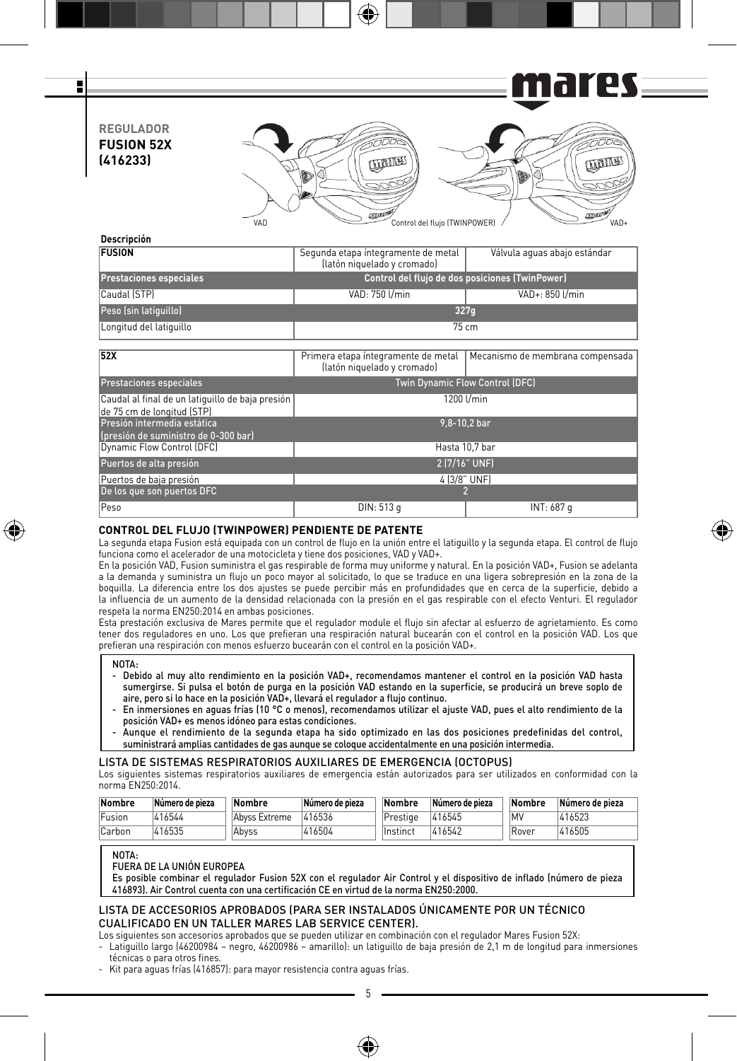**REGULADOR**
**FUSION 52X**
**(416233)**

VAD — Control del flujo (TWINPOWER) — VAD+

**Descripción**

| FUSION | Segunda etapa íntegramente de metal (latón niquelado y cromado) | Válvula aguas abajo estándar |
|---|---|---|
| Prestaciones especiales | Control del flujo de dos posiciones (TwinPower) | |
| Caudal (STP) | VAD: 750 l/min | VAD+: 850 l/min |
| Peso (sin latiguillo) | 327g | |
| Longitud del latiguillo | 75 cm | |

| 52X | Primera etapa íntegramente de metal (latón niquelado y cromado) | Mecanismo de membrana compensada |
|---|---|---|
| Prestaciones especiales | Twin Dynamic Flow Control (DFC) | |
| Caudal al final de un latiguillo de baja presión de 75 cm de longitud (STP) | 1200 l/min | |
| Presión intermedia estática (presión de suministro de 0-300 bar) | 9,8-10,2 bar | |
| Dynamic Flow Control (DFC) | Hasta 10,7 bar | |
| Puertos de alta presión | 2 (7/16" UNF) | |
| Puertos de baja presión | 4 (3/8" UNF) | |
| De los que son puertos DFC | 2 | |
| Peso | DIN: 513 g | INT: 687 g |

## CONTROL DEL FLUJO (TWINPOWER) PENDIENTE DE PATENTE

La segunda etapa Fusion está equipada con un control de flujo en la unión entre el latiguillo y la segunda etapa. El control de flujo funciona como el acelerador de una motocicleta y tiene dos posiciones, VAD y VAD+.

En la posición VAD, Fusion suministra el gas respirable de forma muy uniforme y natural. En la posición VAD+, Fusion se adelanta a la demanda y suministra un flujo un poco mayor al solicitado, lo que se traduce en una ligera sobrepresión en la zona de la boquilla. La diferencia entre los dos ajustes se puede percibir más en profundidades que en cerca de la superficie, debido a la influencia de un aumento de la densidad relacionada con la presión en el gas respirable con el efecto Venturi. El regulador respeta la norma EN250:2014 en ambas posiciones.

Esta prestación exclusiva de Mares permite que el regulador module el flujo sin afectar al esfuerzo de agrietamiento. Es como tener dos reguladores en uno. Los que prefieran una respiración natural bucearán con el control en la posición VAD. Los que prefieran una respiración con menos esfuerzo bucearán con el control en la posición VAD+.

> **NOTA:**
> - **Debido al muy alto rendimiento en la posición VAD+, recomendamos mantener el control en la posición VAD hasta sumergirse. Si pulsa el botón de purga en la posición VAD estando en la superficie, se producirá un breve soplo de aire, pero si lo hace en la posición VAD+, llevará el regulador a flujo continuo.**
> - **En inmersiones en aguas frías (10 °C o menos), recomendamos utilizar el ajuste VAD, pues el alto rendimiento de la posición VAD+ es menos idóneo para estas condiciones.**
> - **Aunque el rendimiento de la segunda etapa ha sido optimizado en las dos posiciones predefinidas del control, suministrará amplias cantidades de gas aunque se coloque accidentalmente en una posición intermedia.**

## LISTA DE SISTEMAS RESPIRATORIOS AUXILIARES DE EMERGENCIA (OCTOPUS)

Los siguientes sistemas respiratorios auxiliares de emergencia están autorizados para ser utilizados en conformidad con la norma EN250:2014.

| Nombre | Número de pieza | Nombre | Número de pieza | Nombre | Número de pieza | Nombre | Número de pieza |
|---|---|---|---|---|---|---|---|
| Fusion | 416544 | Abyss Extreme | 416536 | Prestige | 416545 | MV | 416523 |
| Carbon | 416535 | Abyss | 416504 | Instinct | 416542 | Rover | 416505 |

> **NOTA:**
> **FUERA DE LA UNIÓN EUROPEA**
> **Es posible combinar el regulador Fusion 52X con el regulador Air Control y el dispositivo de inflado (número de pieza 416893). Air Control cuenta con una certificación CE en virtud de la norma EN250:2000.**

## LISTA DE ACCESORIOS APROBADOS (PARA SER INSTALADOS ÚNICAMENTE POR UN TÉCNICO CUALIFICADO EN UN TALLER MARES LAB SERVICE CENTER).

Los siguientes son accesorios aprobados que se pueden utilizar en combinación con el regulador Mares Fusion 52X:

- Latiguillo largo (46200984 – negro, 46200986 – amarillo): un latiguillo de baja presión de 2,1 m de longitud para inmersiones técnicas o para otros fines.
- Kit para aguas frías (416857): para mayor resistencia contra aguas frías.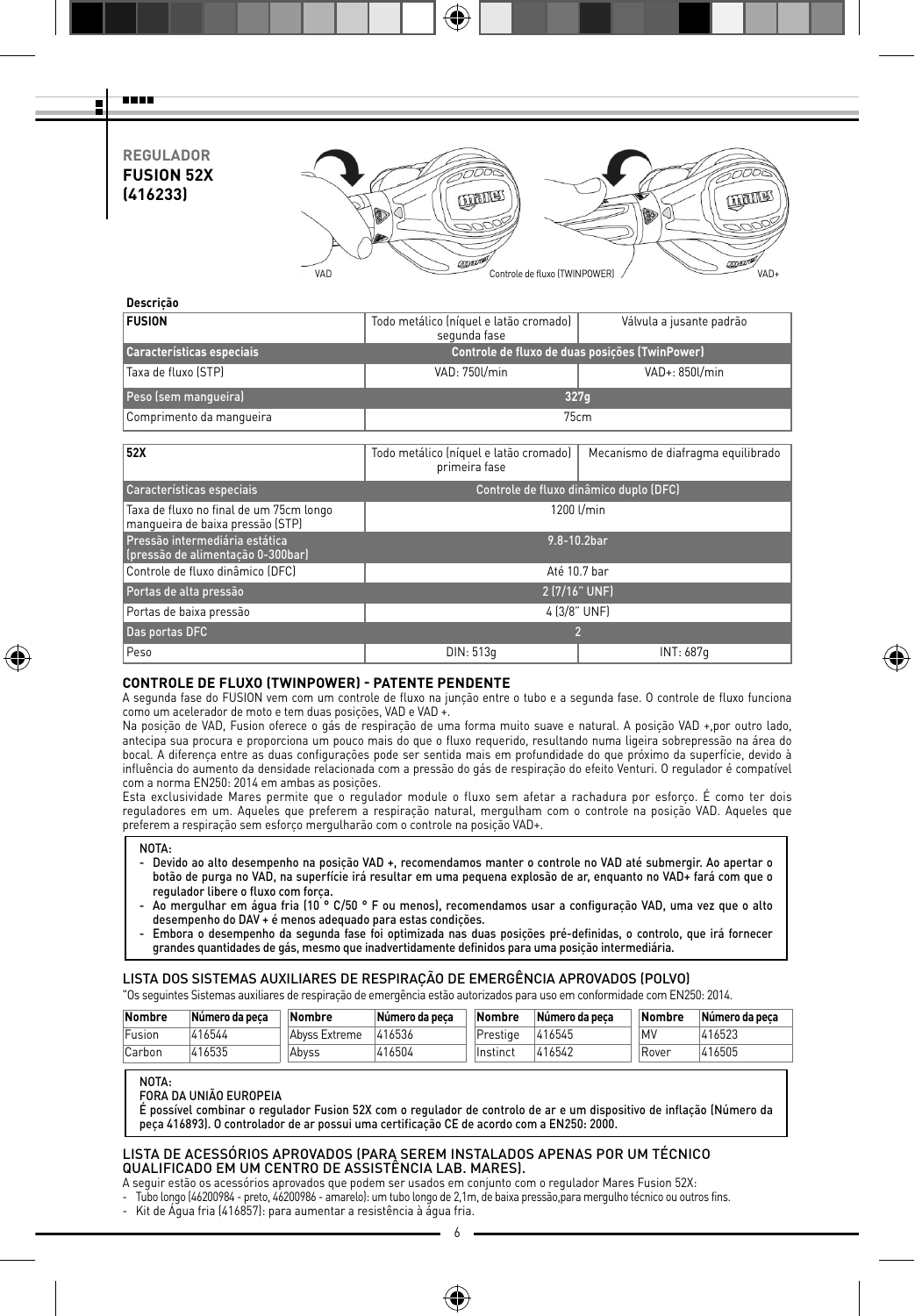**REGULADOR**
**FUSION 52X**
**(416233)**

VAD — Controle de fluxo (TWINPOWER) — VAD+

**Descrição**

| FUSION | Todo metálico (níquel e latão cromado) segunda fase | Válvula a jusante padrão |
|---|---|---|
| Características especiais | Controle de fluxo de duas posições (TwinPower) | |
| Taxa de fluxo (STP) | VAD: 750l/min | VAD+: 850l/min |
| Peso (sem mangueira) | 327g | |
| Comprimento da mangueira | 75cm | |

| 52X | Todo metálico (níquel e latão cromado) primeira fase | Mecanismo de diafragma equilibrado |
|---|---|---|
| Características especiais | Controle de fluxo dinâmico duplo (DFC) | |
| Taxa de fluxo no final de um 75cm longo mangueira de baixa pressão (STP) | 1200 l/min | |
| Pressão intermediária estática (pressão de alimentação 0-300bar) | 9.8-10.2bar | |
| Controle de fluxo dinâmico (DFC) | Até 10.7 bar | |
| Portas de alta pressão | 2 (7/16" UNF) | |
| Portas de baixa pressão | 4 (3/8" UNF) | |
| Das portas DFC | 2 | |
| Peso | DIN: 513g | INT: 687g |

**CONTROLE DE FLUXO (TWINPOWER) - PATENTE PENDENTE**

A segunda fase do FUSION vem com um controle de fluxo na junção entre o tubo e a segunda fase. O controle de fluxo funciona como um acelerador de moto e tem duas posições, VAD e VAD +.

Na posição de VAD, Fusion oferece o gás de respiração de uma forma muito suave e natural. A posição VAD +,por outro lado, antecipa sua procura e proporciona um pouco mais do que o fluxo requerido, resultando numa ligeira sobrepressão na área do bocal. A diferença entre as duas configurações pode ser sentida mais em profundidade do que próximo da superfície, devido à influência do aumento da densidade relacionada com a pressão do gás de respiração do efeito Venturi. O regulador é compatível com a norma EN250: 2014 em ambas as posições.

Esta exclusividade Mares permite que o regulador module o fluxo sem afetar a rachadura por esforço. É como ter dois reguladores em um. Aqueles que preferem a respiração natural, mergulham com o controle na posição VAD. Aqueles que preferem a respiração sem esforço mergulharão com o controle na posição VAD+.

**NOTA:**
- **Devido ao alto desempenho na posição VAD +, recomendamos manter o controle no VAD até submergir. Ao apertar o botão de purga no VAD, na superfície irá resultar em uma pequena explosão de ar, enquanto no VAD+ fará com que o regulador libere o fluxo com força.**
- **Ao mergulhar em água fria (10 ° C/50 ° F ou menos), recomendamos usar a configuração VAD, uma vez que o alto desempenho do DAV + é menos adequado para estas condições.**
- **Embora o desempenho da segunda fase foi optimizada nas duas posições pré-definidas, o controlo, que irá fornecer grandes quantidades de gás, mesmo que inadvertidamente definidos para uma posição intermediária.**

LISTA DOS SISTEMAS AUXILIARES DE RESPIRAÇÃO DE EMERGÊNCIA APROVADOS (POLVO)

"Os seguintes Sistemas auxiliares de respiração de emergência estão autorizados para uso em conformidade com EN250: 2014.

| Nombre | Número da peça | Nombre | Número da peça | Nombre | Número da peça | Nombre | Número da peça |
|---|---|---|---|---|---|---|---|
| Fusion | 416544 | Abyss Extreme | 416536 | Prestige | 416545 | MV | 416523 |
| Carbon | 416535 | Abyss | 416504 | Instinct | 416542 | Rover | 416505 |

**NOTA:**
**FORA DA UNIÃO EUROPEIA**
**É possível combinar o regulador Fusion 52X com o regulador de controlo de ar e um dispositivo de inflação (Número da peça 416893). O controlador de ar possui uma certificação CE de acordo com a EN250: 2000.**

LISTA DE ACESSÓRIOS APROVADOS (PARA SEREM INSTALADOS APENAS POR UM TÉCNICO QUALIFICADO EM UM CENTRO DE ASSISTÊNCIA LAB. MARES).

A seguir estão os acessórios aprovados que podem ser usados em conjunto com o regulador Mares Fusion 52X:
- Tubo longo (46200984 - preto, 46200986 - amarelo): um tubo longo de 2,1m, de baixa pressão,para mergulho técnico ou outros fins.
- Kit de Água fria (416857): para aumentar a resistência à água fria.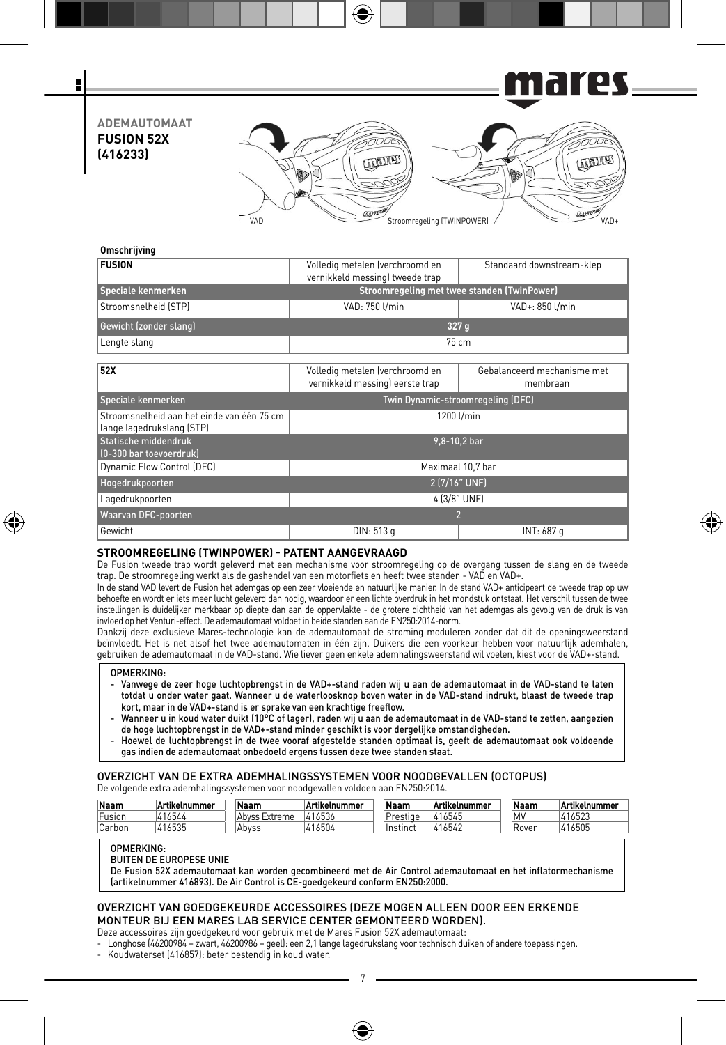# ADEMAUTOMAAT FUSION 52X (416233)

VAD — Stroomregeling (TWINPOWER) — VAD+

**Omschrijving**

| FUSION | Volledig metalen (verchroomd en vernikkeld messing) tweede trap | Standaard downstream-klep |
|---|---|---|
| Speciale kenmerken | Stroomregeling met twee standen (TwinPower) | |
| Stroomsnelheid (STP) | VAD: 750 l/min | VAD+: 850 l/min |
| Gewicht (zonder slang) | 327 g | |
| Lengte slang | 75 cm | |

| 52X | Volledig metalen (verchroomd en vernikkeld messing) eerste trap | Gebalanceerd mechanisme met membraan |
|---|---|---|
| Speciale kenmerken | Twin Dynamic-stroomregeling (DFC) | |
| Stroomsnelheid aan het einde van één 75 cm lange lagedrukslang (STP) | 1200 l/min | |
| Statische middendruk (0-300 bar toevoerdruk) | 9,8-10,2 bar | |
| Dynamic Flow Control (DFC) | Maximaal 10,7 bar | |
| Hogedrukpoorten | 2 (7/16" UNF) | |
| Lagedrukpoorten | 4 (3/8" UNF) | |
| Waarvan DFC-poorten | 2 | |
| Gewicht | DIN: 513 g | INT: 687 g |

## STROOMREGELING (TWINPOWER) - PATENT AANGEVRAAGD

De Fusion tweede trap wordt geleverd met een mechanisme voor stroomregeling op de overgang tussen de slang en de tweede trap. De stroomregeling werkt als de gashendel van een motorfiets en heeft twee standen - VAD en VAD+.

In de stand VAD levert de Fusion het ademgas op een zeer vloeiende en natuurlijke manier. In de stand VAD+ anticipeert de tweede trap op uw behoefte en wordt er iets meer lucht geleverd dan nodig, waardoor er een lichte overdruk in het mondstuk ontstaat. Het verschil tussen de twee instellingen is duidelijker merkbaar op diepte dan aan de oppervlakte - de grotere dichtheid van het ademgas als gevolg van de druk is van invloed op het Venturi-effect. De ademautomaat voldoet in beide standen aan de EN250:2014-norm.

Dankzij deze exclusieve Mares-technologie kan de ademautomaat de stroming moduleren zonder dat dit de openingsweerstand beïnvloedt. Het is net alsof het twee ademautomaten in één zijn. Duikers die een voorkeur hebben voor natuurlijk ademhalen, gebruiken de ademautomaat in de VAD-stand. Wie liever geen enkele ademhalingsweerstand wil voelen, kiest voor de VAD+-stand.

> **OPMERKING:**
> - **Vanwege de zeer hoge luchtopbrengst in de VAD+-stand raden wij u aan de ademautomaat in de VAD-stand te laten totdat u onder water gaat. Wanneer u de waterloosknop boven water in de VAD-stand indrukt, blaast de tweede trap kort, maar in de VAD+-stand is er sprake van een krachtige freeflow.**
> - **Wanneer u in koud water duikt (10°C of lager), raden wij u aan de ademautomaat in de VAD-stand te zetten, aangezien de hoge luchtopbrengst in de VAD+-stand minder geschikt is voor dergelijke omstandigheden.**
> - **Hoewel de luchtopbrengst in de twee vooraf afgestelde standen optimaal is, geeft de ademautomaat ook voldoende gas indien de ademautomaat onbedoeld ergens tussen deze twee standen staat.**

## OVERZICHT VAN DE EXTRA ADEMHALINGSSYSTEMEN VOOR NOODGEVALLEN (OCTOPUS)

De volgende extra ademhalingssystemen voor noodgevallen voldoen aan EN250:2014.

| Naam | Artikelnummer | Naam | Artikelnummer | Naam | Artikelnummer | Naam | Artikelnummer |
|---|---|---|---|---|---|---|---|
| Fusion | 416544 | Abyss Extreme | 416536 | Prestige | 416545 | MV | 416523 |
| Carbon | 416535 | Abyss | 416504 | Instinct | 416542 | Rover | 416505 |

> **OPMERKING:**
> **BUITEN DE EUROPESE UNIE**
> **De Fusion 52X ademautomaat kan worden gecombineerd met de Air Control ademautomaat en het inflatormechanisme (artikelnummer 416893). De Air Control is CE-goedgekeurd conform EN250:2000.**

## OVERZICHT VAN GOEDGEKEURDE ACCESSOIRES (DEZE MOGEN ALLEEN DOOR EEN ERKENDE MONTEUR BIJ EEN MARES LAB SERVICE CENTER GEMONTEERD WORDEN).

Deze accessoires zijn goedgekeurd voor gebruik met de Mares Fusion 52X ademautomaat:

- Longhose (46200984 – zwart, 46200986 – geel): een 2,1 lange lagedrukslang voor technisch duiken of andere toepassingen.
- Koudwaterset (416857): beter bestendig in koud water.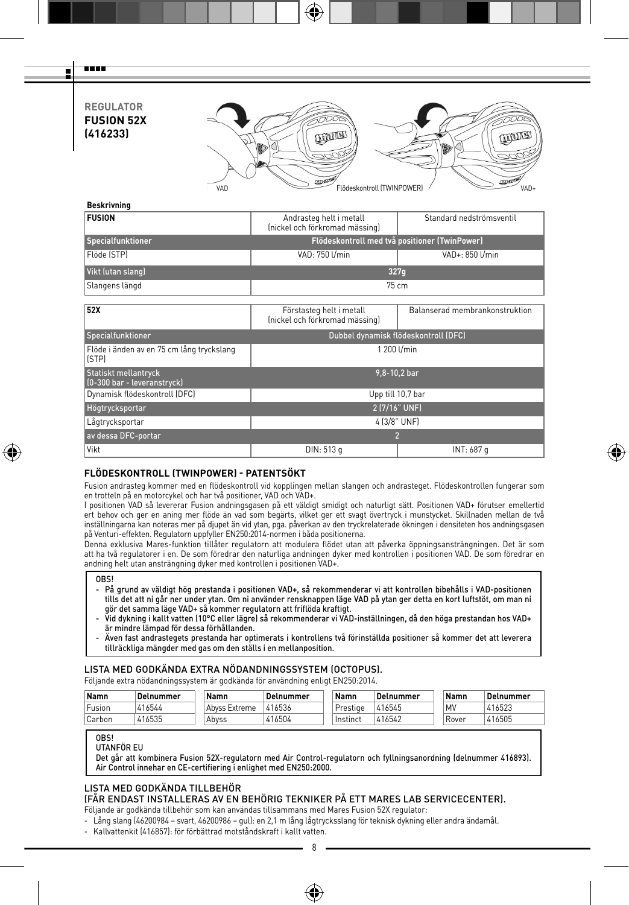REGULATOR
**FUSION 52X (416233)**

VAD — Flödeskontroll (TWINPOWER) — VAD+

**Beskrivning**

| **FUSION** | Andrasteg helt i metall (nickel och förkromad mässing) | Standard nedströmsventil |
|---|---|---|
| **Specialfunktioner** | **Flödeskontroll med två positioner (TwinPower)** | |
| Flöde (STP) | VAD: 750 l/min | VAD+: 850 l/min |
| **Vikt (utan slang)** | **327g** | |
| Slangens längd | 75 cm | |

| **52X** | Förstasteg helt i metall (nickel och förkromad mässing) | Balanserad membrankonstruktion |
|---|---|---|
| Specialfunktioner | Dubbel dynamisk flödeskontroll (DFC) | |
| Flöde i änden av en 75 cm lång tryckslang (STP) | 1 200 l/min | |
| Statiskt mellantryck (0-300 bar - leveranstryck) | 9,8-10,2 bar | |
| Dynamisk flödeskontroll (DFC) | Upp till 10,7 bar | |
| Högtrycksportar | 2 (7/16" UNF) | |
| Lågtrycksportar | 4 (3/8" UNF) | |
| av dessa DFC-portar | 2 | |
| Vikt | DIN: 513 g | INT: 687 g |

## FLÖDESKONTROLL (TWINPOWER) - PATENTSÖKT

Fusion andrasteg kommer med en flödeskontroll vid kopplingen mellan slangen och andrasteget. Flödeskontrollen fungerar som en trotteln på en motorcykel och har två positioner, VAD och VAD+.

I positionen VAD så levererar Fusion andningsgasen på ett väldigt smidigt och naturligt sätt. Positionen VAD+ förutser emellertid ert behov och ger en aning mer flöde än vad som begärts, vilket ger ett svagt övertryck i munstycket. Skillnaden mellan de två inställningarna kan noteras mer på djupet än vid ytan, pga. påverkan av den tryckrelaterade ökningen i densiteten hos andningsgasen på Venturi-effekten. Regulatorn uppfyller EN250:2014-normen i båda positionerna.

Denna exklusiva Mares-funktion tillåter regulatorn att modulera flödet utan att påverka öppningsansträngningen. Det är som att ha två regulatorer i en. De som föredrar den naturliga andningen dyker med kontrollen i positionen VAD. De som föredrar en andning helt utan ansträngning dyker med kontrollen i positionen VAD+.

**OBS!**
- **På grund av väldigt hög prestanda i positionen VAD+, så rekommenderar vi att kontrollen bibehålls i VAD-positionen tills det att ni går ner under ytan. Om ni använder rensknappen läge VAD på ytan ger detta en kort luftstöt, om man ni gör det samma läge VAD+ så kommer regulatorn att friflöda kraftigt.**
- **Vid dykning i kallt vatten (10°C eller lägre) så rekommenderar vi VAD-inställningen, då den höga prestandan hos VAD+ är mindre lämpad för dessa förhållanden.**
- **Även fast andrastegets prestanda har optimerats i kontrollens två förinställda positioner så kommer det att leverera tillräckliga mängder med gas om den ställs i en mellanposition.**

## LISTA MED GODKÄNDA EXTRA NÖDANDNINGSSYSTEM (OCTOPUS).

Följande extra nödandningssystem är godkända för användning enligt EN250:2014.

| Namn | Delnummer | Namn | Delnummer | Namn | Delnummer | Namn | Delnummer |
|---|---|---|---|---|---|---|---|
| Fusion | 416544 | Abyss Extreme | 416536 | Prestige | 416545 | MV | 416523 |
| Carbon | 416535 | Abyss | 416504 | Instinct | 416542 | Rover | 416505 |

**OBS!**
**UTANFÖR EU**
**Det går att kombinera Fusion 52X-regulatorn med Air Control-regulatorn och fyllningsanordning (delnummer 416893). Air Control innehar en CE-certifiering i enlighet med EN250:2000.**

## LISTA MED GODKÄNDA TILLBEHÖR (FÅR ENDAST INSTALLERAS AV EN BEHÖRIG TEKNIKER PÅ ETT MARES LAB SERVICECENTER).

Följande är godkända tillbehör som kan användas tillsammans med Mares Fusion 52X regulator:
- Lång slang (46200984 – svart, 46200986 – gul): en 2,1 m lång lågtrycksslang för teknisk dykning eller andra ändamål.
- Kallvattenkit (416857): för förbättrad motståndskraft i kallt vatten.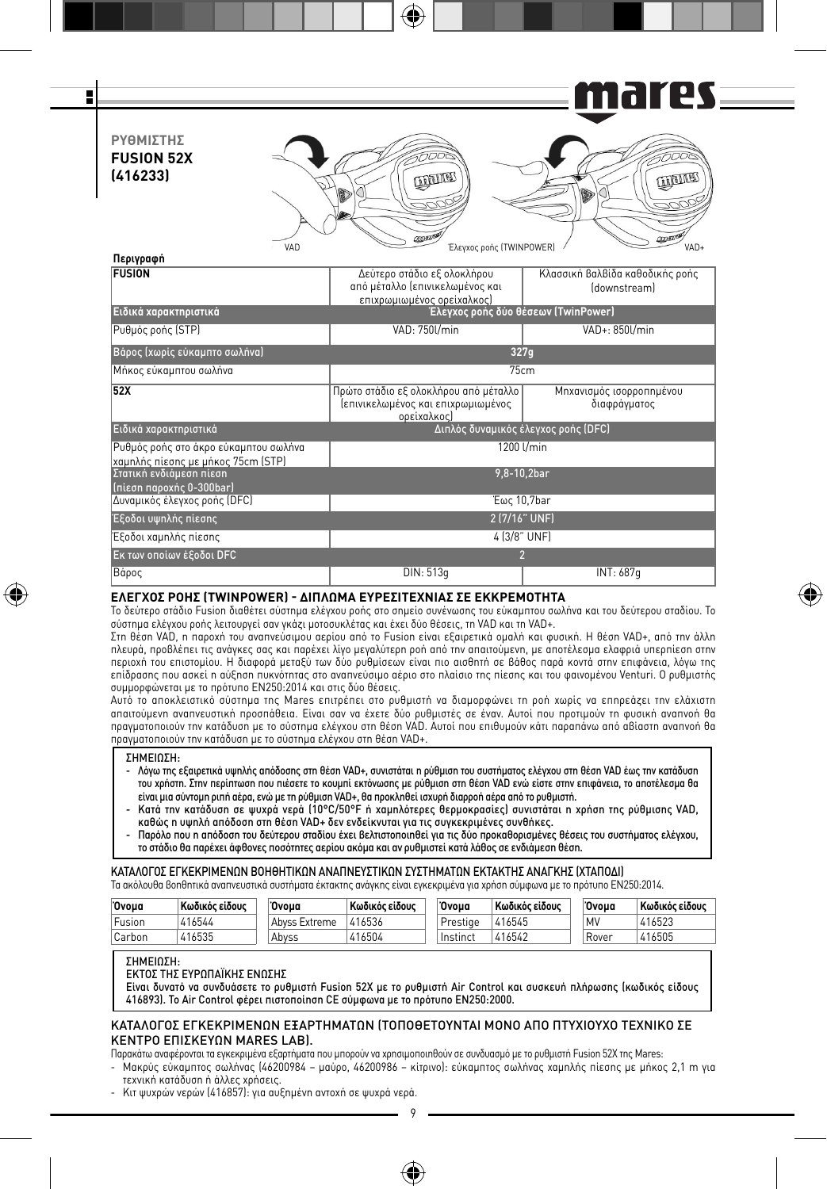## ΡΥΘΜΙΣΤΗΣ FUSION 52X (416233)

VAD

Έλεγχος ροής (TWINPOWER)

VAD+

**Περιγραφή**

| **FUSION** | Δεύτερο στάδιο εξ ολοκλήρου από μέταλλο (επινικελωμένος και επιχρωμιωμένος ορείχαλκος) | Κλασσική βαλβίδα καθοδικής ροής (downstream) |
|---|---|---|
| **Ειδικά χαρακτηριστικά** | Έλεγχος ροής δύο θέσεων (TwinPower) | |
| Ρυθμός ροής (STP) | VAD: 750l/min | VAD+: 850l/min |
| Βάρος (χωρίς εύκαμπτο σωλήνα) | 327g | |
| Μήκος εύκαμπτου σωλήνα | 75cm | |
| **52X** | Πρώτο στάδιο εξ ολοκλήρου από μέταλλο (επινικελωμένος και επιχρωμιωμένος ορείχαλκος) | Μηχανισμός ισορροπημένου διαφράγματος |
| **Ειδικά χαρακτηριστικά** | Διπλός δυναμικός έλεγχος ροής (DFC) | |
| Ρυθμός ροής στο άκρο εύκαμπτου σωλήνα χαμηλής πίεσης με μήκος 75cm (STP) | 1200 l/min | |
| Στατική ενδιάμεση πίεση (πίεση παροχής 0-300bar) | 9,8-10,2bar | |
| Δυναμικός έλεγχος ροής (DFC) | Έως 10,7bar | |
| Έξοδοι υψηλής πίεσης | 2 (7/16" UNF) | |
| Έξοδοι χαμηλής πίεσης | 4 (3/8" UNF) | |
| Εκ των οποίων έξοδοι DFC | 2 | |
| Βάρος | DIN: 513g | INT: 687g |

### ΕΛΕΓΧΟΣ ΡΟΗΣ (TWINPOWER) - ΔΙΠΛΩΜΑ ΕΥΡΕΣΙΤΕΧΝΙΑΣ ΣΕ ΕΚΚΡΕΜΟΤΗΤΑ

Το δεύτερο στάδιο Fusion διαθέτει σύστημα ελέγχου ροής στο σημείο συνένωσης του εύκαμπτου σωλήνα και του δεύτερου σταδίου. Το σύστημα ελέγχου ροής λειτουργεί σαν γκάζι μοτοσυκλέτας και έχει δύο θέσεις, τη VAD και τη VAD+.

Στη θέση VAD, η παροχή του αναπνεύσιμου αερίου από το Fusion είναι εξαιρετικά ομαλή και φυσική. Η θέση VAD+, από την άλλη πλευρά, προβλέπει τις ανάγκες σας και παρέχει λίγο μεγαλύτερη ροή από την απαιτούμενη, με αποτέλεσμα ελαφριά υπερπίεση στην περιοχή του επιστομίου. Η διαφορά μεταξύ των δύο ρυθμίσεων είναι πιο αισθητή σε βάθος παρά κοντά στην επιφάνεια, λόγω της επίδρασης που ασκεί η αύξηση πυκνότητας στο αναπνεύσιμο αέριο στο πλαίσιο της πίεσης και του φαινομένου Venturi. Ο ρυθμιστής συμμορφώνεται με το πρότυπο EN250:2014 και στις δύο θέσεις.

Αυτό το αποκλειστικό σύστημα της Mares επιτρέπει στο ρυθμιστή να διαμορφώνει τη ροή χωρίς να επηρεάζει την ελάχιστη απαιτούμενη αναπνευστική προσπάθεια. Είναι σαν να έχετε δύο ρυθμιστές σε έναν. Αυτοί που προτιμούν τη φυσική αναπνοή θα πραγματοποιούν την κατάδυση με το σύστημα ελέγχου στη θέση VAD. Αυτοί που επιθυμούν κάτι παραπάνω από αβίαστη αναπνοή θα πραγματοποιούν την κατάδυση με το σύστημα ελέγχου στη θέση VAD+.

**ΣΗΜΕΙΩΣΗ:**
- Λόγω της εξαιρετικά υψηλής απόδοσης στη θέση VAD+, συνιστάται η ρύθμιση του συστήματος ελέγχου στη θέση VAD έως την κατάδυση του χρήστη. Στην περίπτωση που πιέσετε το κουμπί εκτόνωσης με ρύθμιση στη θέση VAD ενώ είστε στην επιφάνεια, το αποτέλεσμα θα είναι μια σύντομη ριπή αέρα, ενώ με τη ρύθμιση VAD+, θα προκληθεί ισχυρή διαρροή αέρα από το ρυθμιστή.
- Κατά την κατάδυση σε ψυχρά νερά (10°C/50°F ή χαμηλότερες θερμοκρασίες) συνιστάται η χρήση της ρύθμισης VAD, καθώς η υψηλή απόδοση στη θέση VAD+ δεν ενδείκνυται για τις συγκεκριμένες συνθήκες.
- Παρόλο που η απόδοση του δεύτερου σταδίου έχει βελτιστοποιηθεί για τις δύο προκαθορισμένες θέσεις του συστήματος ελέγχου, το στάδιο θα παρέχει άφθονες ποσότητες αερίου ακόμα και αν ρυθμιστεί κατά λάθος σε ενδιάμεση θέση.

### ΚΑΤΑΛΟΓΟΣ ΕΓΚΕΚΡΙΜΕΝΩΝ ΒΟΗΘΗΤΙΚΩΝ ΑΝΑΠΝΕΥΣΤΙΚΩΝ ΣΥΣΤΗΜΑΤΩΝ ΕΚΤΑΚΤΗΣ ΑΝΑΓΚΗΣ (ΧΤΑΠΟΔΙ)

Τα ακόλουθα βοηθητικά αναπνευστικά συστήματα έκτακτης ανάγκης είναι εγκεκριμένα για χρήση σύμφωνα με το πρότυπο EN250:2014.

| Όνομα | Κωδικός είδους | Όνομα | Κωδικός είδους | Όνομα | Κωδικός είδους | Όνομα | Κωδικός είδους |
|---|---|---|---|---|---|---|---|
| Fusion | 416544 | Abyss Extreme | 416536 | Prestige | 416545 | MV | 416523 |
| Carbon | 416535 | Abyss | 416504 | Instinct | 416542 | Rover | 416505 |

**ΣΗΜΕΙΩΣΗ:**
ΕΚΤΟΣ ΤΗΣ ΕΥΡΩΠΑΪΚΗΣ ΕΝΩΣΗΣ
Είναι δυνατό να συνδυάσετε το ρυθμιστή Fusion 52X με το ρυθμιστή Air Control και συσκευή πλήρωσης (κωδικός είδους 416893). Το Air Control φέρει πιστοποίηση CE σύμφωνα με το πρότυπο EN250:2000.

### ΚΑΤΑΛΟΓΟΣ ΕΓΚΕΚΡΙΜΕΝΩΝ ΕΞΑΡΤΗΜΑΤΩΝ (ΤΟΠΟΘΕΤΟΥΝΤΑΙ ΜΟΝΟ ΑΠΟ ΠΤΥΧΙΟΥΧΟ ΤΕΧΝΙΚΟ ΣΕ ΚΕΝΤΡΟ ΕΠΙΣΚΕΥΩΝ MARES LAB).

Παρακάτω αναφέρονται τα εγκεκριμένα εξαρτήματα που μπορούν να χρησιμοποιηθούν σε συνδυασμό με το ρυθμιστή Fusion 52X της Mares:
- Μακρύς εύκαμπτος σωλήνας (46200984 – μαύρο, 46200986 – κίτρινο): εύκαμπτος σωλήνας χαμηλής πίεσης με μήκος 2,1 m για τεχνική κατάδυση ή άλλες χρήσεις.
- Κιτ ψυχρών νερών (416857): για αυξημένη αντοχή σε ψυχρά νερά.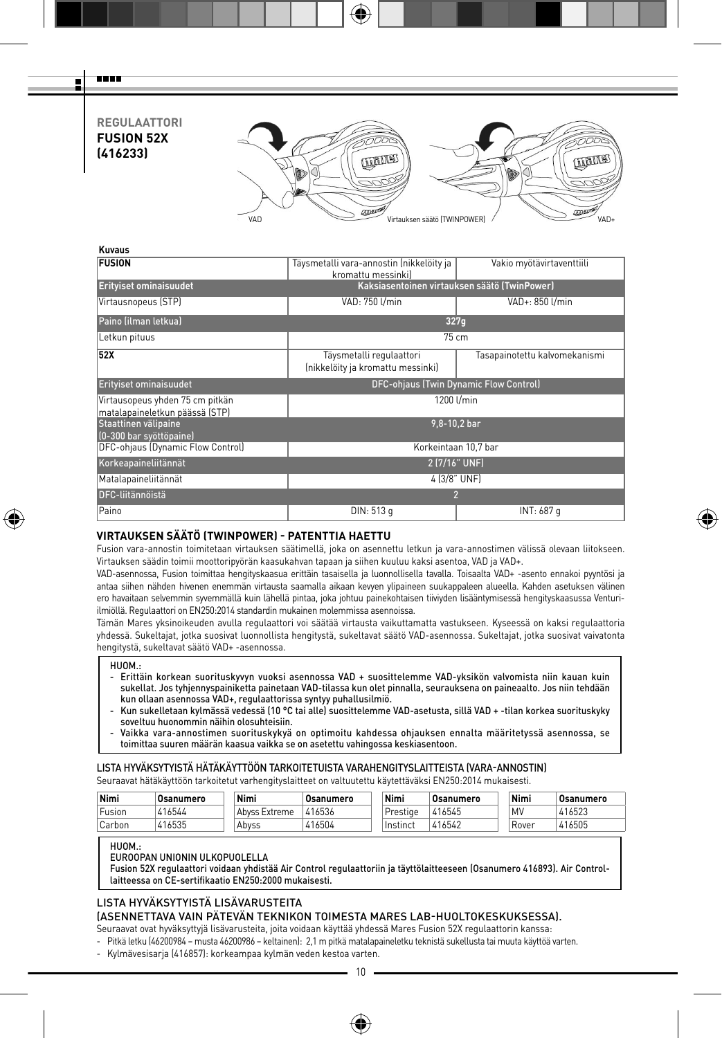## REGULAATTORI FUSION 52X (416233)

VAD — Virtauksen säätö (TWINPOWER) — VAD+

**Kuvaus**

| **FUSION** | Täysmetalli vara-annostin (nikkelöity ja kromattu messinki) | Vakio myötävirtaventtiili |
|---|---|---|
| **Erityiset ominaisuudet** | **Kaksiasentoinen virtauksen säätö (TwinPower)** | |
| Virtausnopeus (STP) | VAD: 750 l/min | VAD+: 850 l/min |
| Paino (ilman letkua) | 327g | |
| Letkun pituus | 75 cm | |
| **52X** | Täysmetalli regulaattori (nikkelöity ja kromattu messinki) | Tasapainotettu kalvomekanismi |
| Erityiset ominaisuudet | DFC-ohjaus (Twin Dynamic Flow Control) | |
| Virtausopeus yhden 75 cm pitkän matalapaineletkun päässä (STP) | 1200 l/min | |
| Staattinen välipaine (0-300 bar syöttöpaine) | 9,8-10,2 bar | |
| DFC-ohjaus (Dynamic Flow Control) | Korkeintaan 10,7 bar | |
| Korkeapaineliitännät | 2 (7/16" UNF) | |
| Matalapaineliitännät | 4 (3/8" UNF) | |
| DFC-liitännöistä | 2 | |
| Paino | DIN: 513 g | INT: 687 g |

### VIRTAUKSEN SÄÄTÖ (TWINPOWER) - PATENTTIA HAETTU

Fusion vara-annostin toimitetaan virtauksen säätimellä, joka on asennettu letkun ja vara-annostimen välissä olevaan liitokseen. Virtauksen säädin toimii moottoripyörän kaasukahvan tapaan ja siihen kuuluu kaksi asentoa, VAD ja VAD+.

VAD-asennossa, Fusion toimittaa hengityskaasua erittäin tasaisella ja luonnollisella tavalla. Toisaalta VAD+ -asento ennakoi pyyntösi ja antaa siihen nähden hivenen enemmän virtausta saamalla aikaan kevyen ylipaineen suukappaleen alueella. Kahden asetuksen välinen ero havaitaan selvemmin syvemmällä kuin lähellä pintaa, joka johtuu painekohtaisen tiiviyden lisääntymisessä hengityskaasussa Venturi-ilmiöllä. Regulaattori on EN250:2014 standardin mukainen molemmissa asennoissa.

Tämän Mares yksinoikeuden avulla regulaattori voi säätää virtausta vaikuttamatta vastukseen. Kyseessä on kaksi regulaattoria yhdessä. Sukeltajat, jotka suosivat luonnollista hengitystä, sukeltavat säätö VAD-asennossa. Sukeltajat, jotka suosivat vaivatonta hengitystä, sukeltavat säätö VAD+ -asennossa.

HUOM.:
- **Erittäin korkean suorituskyvyn vuoksi asennossa VAD + suosittelemme VAD-yksikön valvomista niin kauan kuin sukellat. Jos tyhjennyspainiketta painetaan VAD-tilassa kun olet pinnalla, seurauksena on paineaalto. Jos niin tehdään kun ollaan asennossa VAD+, regulaattorissa syntyy puhallusilmiö.**
- **Kun sukelletaan kylmässä vedessä (10 °C tai alle) suosittelemme VAD-asetusta, sillä VAD + -tilan korkea suorituskyky soveltuu huonommin näihin olosuhteisiin.**
- **Vaikka vara-annostimen suorituskykyä on optimoitu kahdessa ohjauksen ennalta määritetyssä asennossa, se toimittaa suuren määrän kaasua vaikka se on asetettu vahingossa keskiasentoon.**

### LISTA HYVÄKSYTYISTÄ HÄTÄKÄYTTÖÖN TARKOITETUISTA VARAHENGITYSLAITTEISTA (VARA-ANNOSTIN)

Seuraavat hätäkäyttöön tarkoitetut varhengityslaitteet on valtuutettu käytettäväksi EN250:2014 mukaisesti.

| Nimi | Osanumero | Nimi | Osanumero | Nimi | Osanumero | Nimi | Osanumero |
|---|---|---|---|---|---|---|---|
| Fusion | 416544 | Abyss Extreme | 416536 | Prestige | 416545 | MV | 416523 |
| Carbon | 416535 | Abyss | 416504 | Instinct | 416542 | Rover | 416505 |

HUOM.:
EUROOPAN UNIONIN ULKOPUOLELLA
**Fusion 52X regulaattori voidaan yhdistää Air Control regulaattoriin ja täyttölaitteeseen (Osanumero 416893). Air Control-laitteessa on CE-sertifikaatio EN250:2000 mukaisesti.**

### LISTA HYVÄKSYTYISTÄ LISÄVARUSTEITA (ASENNETTAVA VAIN PÄTEVÄN TEKNIKON TOIMESTA MARES LAB-HUOLTOKESKUKSESSA).

Seuraavat ovat hyväksyttyjä lisävarusteita, joita voidaan käyttää yhdessä Mares Fusion 52X regulaattorin kanssa:
- Pitkä letku (46200984 – musta 46200986 – keltainen): 2,1 m pitkä matalapaineletku teknistä sukellusta tai muuta käyttöä varten.
- Kylmävesisarja (416857): korkeampaa kylmän veden kestoa varten.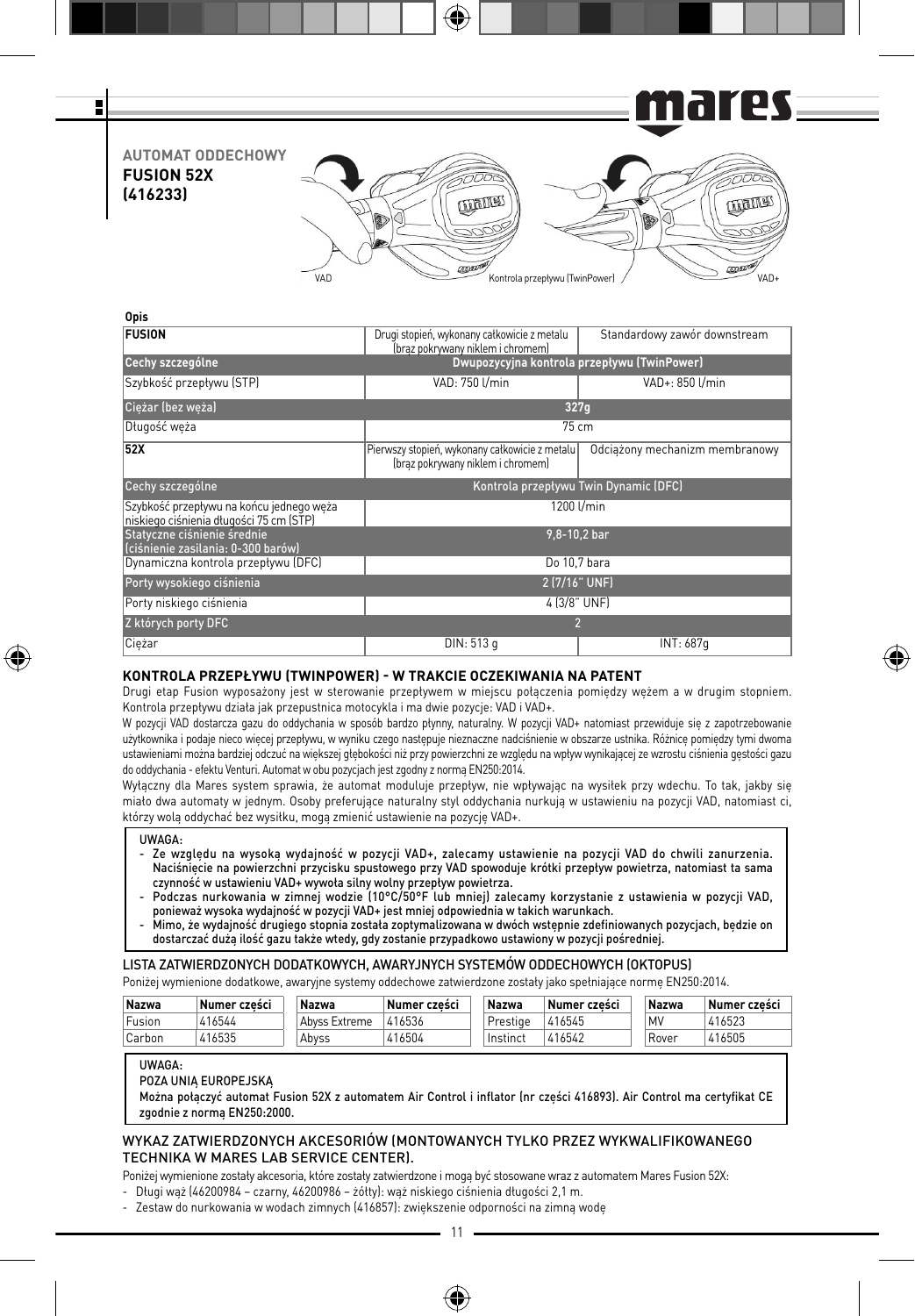## AUTOMAT ODDECHOWY
## FUSION 52X (416233)

VAD | Kontrola przepływu (TwinPower) | VAD+

**Opis**

| | | |
|---|---|---|
| **FUSION** | Drugi stopień, wykonany całkowicie z metalu (brąz pokrywany niklem i chromem) | Standardowy zawór downstream |
| **Cechy szczególne** | Dwupozycyjna kontrola przepływu (TwinPower) | |
| Szybkość przepływu (STP) | VAD: 750 l/min | VAD+: 850 l/min |
| Ciężar (bez węża) | 327g | |
| Długość węża | 75 cm | |
| **52X** | Pierwszy stopień, wykonany całkowicie z metalu (brąz pokrywany niklem i chromem) | Odciążony mechanizm membranowy |
| Cechy szczególne | Kontrola przepływu Twin Dynamic (DFC) | |
| Szybkość przepływu na końcu jednego węża niskiego ciśnienia długości 75 cm (STP) | 1200 l/min | |
| Statyczne ciśnienie średnie (ciśnienie zasilania: 0-300 barów) | 9,8-10,2 bar | |
| Dynamiczna kontrola przepływu (DFC) | Do 10,7 bara | |
| Porty wysokiego ciśnienia | 2 (7/16" UNF) | |
| Porty niskiego ciśnienia | 4 (3/8" UNF) | |
| Z których porty DFC | 2 | |
| Ciężar | DIN: 513 g | INT: 687g |

### KONTROLA PRZEPŁYWU (TWINPOWER) - W TRAKCIE OCZEKIWANIA NA PATENT

Drugi etap Fusion wyposażony jest w sterowanie przepływem w miejscu połączenia pomiędzy wężem a w drugim stopniem. Kontrola przepływu działa jak przepustnica motocykla i ma dwie pozycje: VAD i VAD+.

W pozycji VAD dostarcza gazu do oddychania w sposób bardzo płynny, naturalny. W pozycji VAD+ natomiast przewiduje się z zapotrzebowanie użytkownika i podaje nieco więcej przepływu, w wyniku czego następuje nieznaczne nadciśnienie w obszarze ustnika. Różnicę pomiędzy tymi dwoma ustawieniami można bardziej odczuć na większej głębokości niż przy powierzchni ze względu na wpływ wynikającej ze wzrostu ciśnienia gęstości gazu do oddychania - efektu Venturi. Automat w obu pozycjach jest zgodny z normą EN250:2014.

Wyłączny dla Mares system sprawia, że automat moduluje przepływ, nie wpływając na wysiłek przy wdechu. To tak, jakby się miało dwa automaty w jednym. Osoby preferujące naturalny styl oddychania nurkują w ustawieniu na pozycji VAD, natomiast ci, którzy wolą oddychać bez wysiłku, mogą zmienić ustawienie na pozycję VAD+.

> UWAGA:
> - Ze względu na wysoką wydajność w pozycji VAD+, zalecamy ustawienie na pozycji VAD do chwili zanurzenia. Naciśnięcie na powierzchni przycisku spustowego przy VAD spowoduje krótki przepływ powietrza, natomiast ta sama czynność w ustawieniu VAD+ wywoła silny wolny przepływ powietrza.
> - Podczas nurkowania w zimnej wodzie (10°C/50°F lub mniej) zalecamy korzystanie z ustawienia w pozycji VAD, ponieważ wysoka wydajność w pozycji VAD+ jest mniej odpowiednia w takich warunkach.
> - Mimo, że wydajność drugiego stopnia została zoptymalizowana w dwóch wstępnie zdefiniowanych pozycjach, będzie on dostarczać dużą ilość gazu także wtedy, gdy zostanie przypadkowo ustawiony w pozycji pośredniej.

### LISTA ZATWIERDZONYCH DODATKOWYCH, AWARYJNYCH SYSTEMÓW ODDECHOWYCH (OKTOPUS)

Poniżej wymienione dodatkowe, awaryjne systemy oddechowe zatwierdzone zostały jako spełniające normę EN250:2014.

| Nazwa | Numer części | Nazwa | Numer części | Nazwa | Numer części | Nazwa | Numer części |
|---|---|---|---|---|---|---|---|
| Fusion | 416544 | Abyss Extreme | 416536 | Prestige | 416545 | MV | 416523 |
| Carbon | 416535 | Abyss | 416504 | Instinct | 416542 | Rover | 416505 |

> UWAGA:
> POZA UNIĄ EUROPEJSKĄ
> Można połączyć automat Fusion 52X z automatem Air Control i inflator (nr części 416893). Air Control ma certyfikat CE zgodnie z normą EN250:2000.

### WYKAZ ZATWIERDZONYCH AKCESORIÓW (MONTOWANYCH TYLKO PRZEZ WYKWALIFIKOWANEGO TECHNIKA W MARES LAB SERVICE CENTER).

Poniżej wymienione zostały akcesoria, które zostały zatwierdzone i mogą być stosowane wraz z automatem Mares Fusion 52X:

- Długi wąż (46200984 – czarny, 46200986 – żółty): wąż niskiego ciśnienia długości 2,1 m.
- Zestaw do nurkowania w wodach zimnych (416857): zwiększenie odporności na zimną wodę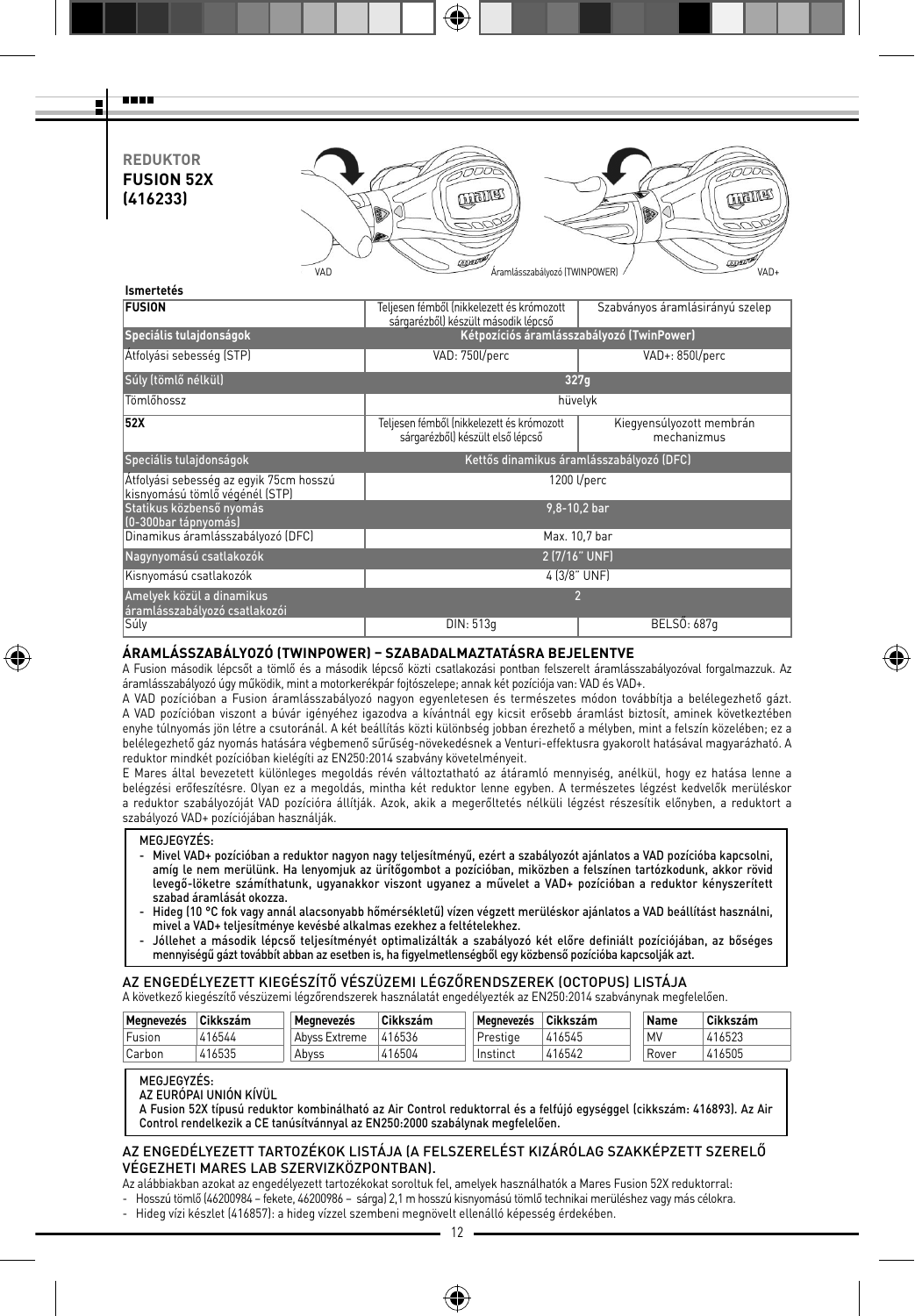**REDUKTOR**
**FUSION 52X**
**(416233)**

VAD — Áramlásszabályozó (TWINPOWER) — VAD+

**Ismertetés**

| FUSION | Teljesen fémből (nikkelezett és krómozott sárgarézből) készült második lépcső | Szabványos áramlásirányú szelep |
|---|---|---|
| Speciális tulajdonságok | Kétpozíciós áramlásszabályozó (TwinPower) | |
| Átfolyási sebesség (STP) | VAD: 750l/perc | VAD+: 850l/perc |
| Súly (tömlő nélkül) | 327g | |
| Tömlőhossz | hüvelyk | |
| **52X** | Teljesen fémből (nikkelezett és krómozott sárgarézből) készült első lépcső | Kiegyensúlyozott membrán mechanizmus |
| Speciális tulajdonságok | Kettős dinamikus áramlásszabályozó (DFC) | |
| Átfolyási sebesség az egyik 75cm hosszú kisnyomású tömlő végénél (STP) | 1200 l/perc | |
| Statikus közbenső nyomás (0-300bar tápnyomás) | 9,8-10,2 bar | |
| Dinamikus áramlásszabályozó (DFC) | Max. 10,7 bar | |
| Nagynyomású csatlakozók | 2 (7/16" UNF) | |
| Kisnyomású csatlakozók | 4 (3/8" UNF) | |
| Amelyek közül a dinamikus áramlásszabályozó csatlakozói | 2 | |
| Súly | DIN: 513g | BELSŐ: 687g |

## ÁRAMLÁSSZABÁLYOZÓ (TWINPOWER) – SZABADALMAZTATÁSRA BEJELENTVE

A Fusion második lépcsőt a tömlő és a második lépcső közti csatlakozási pontban felszerelt áramlásszabályozóval forgalmazzuk. Az áramlásszabályozó úgy működik, mint a motorkerékpár fojtószelepe; annak két pozíciója van: VAD és VAD+.

A VAD pozícióban a Fusion áramlásszabályozó nagyon egyenletesen és természetes módon továbbítja a belélegezhető gázt. A VAD pozícióban viszont a búvár igényéhez igazodva a kívántnál egy kicsit erősebb áramlást biztosít, aminek következtében enyhe túlnyomás jön létre a csutoránál. A két beállítás közti különbség jobban érezhető a mélyben, mint a felszín közelében; ez a belélegezhető gáz nyomás hatására végbemenő sűrűség-növekedésnek a Venturi-effektusra gyakorolt hatásával magyarázható. A reduktor mindkét pozícióban kielégíti az EN250:2014 szabvány követelményeit.

E Mares által bevezetett különleges megoldás révén változtatható az átáramló mennyiség, anélkül, hogy ez hatása lenne a belégzési erőfeszítésre. Olyan ez a megoldás, mintha két reduktor lenne egyben. A természetes légzést kedvelők merüléskor a reduktor szabályozóját VAD pozícióra állítják. Azok, akik a megerőltetés nélküli légzést részesítik előnyben, a reduktort a szabályozó VAD+ pozíciójában használják.

> MEGJEGYZÉS:
> - **Mivel VAD+ pozícióban a reduktor nagyon nagy teljesítményű, ezért a szabályozót ajánlatos a VAD pozícióba kapcsolni, amíg le nem merülünk. Ha lenyomjuk az ürítőgombot a pozícióban, miközben a felszínen tartózkodunk, akkor rövid levegő-löketre számíthatunk, ugyanakkor viszont ugyanez a művelet a VAD+ pozícióban a reduktor kényszerített szabad áramlását okozza.**
> - **Hideg (10 °C fok vagy annál alacsonyabb hőmérsékletű) vízen végzett merüléskor ajánlatos a VAD beállítást használni, mivel a VAD+ teljesítménye kevésbé alkalmas ezekhez a feltételekhez.**
> - **Jóllehet a második lépcső teljesítményét optimalizálták a szabályozó két előre definiált pozíciójában, az bőséges mennyiségű gázt továbbít abban az esetben is, ha figyelmetlenségből egy közbenső pozícióba kapcsolják azt.**

## AZ ENGEDÉLYEZETT KIEGÉSZÍTŐ VÉSZÜZEMI LÉGZŐRENDSZEREK (OCTOPUS) LISTÁJA

A következő kiegészítő vészüzemi légzőrendszerek használatát engedélyezték az EN250:2014 szabványnak megfelelően.

| Megnevezés | Cikkszám |
|---|---|
| Fusion | 416544 |
| Carbon | 416535 |

| Megnevezés | Cikkszám |
|---|---|
| Abyss Extreme | 416536 |
| Abyss | 416504 |

| Megnevezés | Cikkszám |
|---|---|
| Prestige | 416545 |
| Instinct | 416542 |

| Name | Cikkszám |
|---|---|
| MV | 416523 |
| Rover | 416505 |

> MEGJEGYZÉS:
> AZ EURÓPAI UNIÓN KÍVÜL
> **A Fusion 52X típusú reduktor kombinálható az Air Control reduktorral és a felfújó egységgel (cikkszám: 416893). Az Air Control rendelkezik a CE tanúsítvánnyal az EN250:2000 szabálynak megfelelően.**

## AZ ENGEDÉLYEZETT TARTOZÉKOK LISTÁJA (A FELSZERELÉST KIZÁRÓLAG SZAKKÉPZETT SZERELŐ VÉGEZHETI MARES LAB SZERVIZKÖZPONTBAN).

Az alábbiakban azokat az engedélyezett tartozékokat soroltuk fel, amelyek használhatók a Mares Fusion 52X reduktorral:

- Hosszú tömlő (46200984 – fekete, 46200986 – sárga) 2,1 m hosszú kisnyomású tömlő technikai merüléshez vagy más célokra.
- Hideg vízi készlet (416857): a hideg vízzel szembeni megnövelt ellenálló képesség érdekében.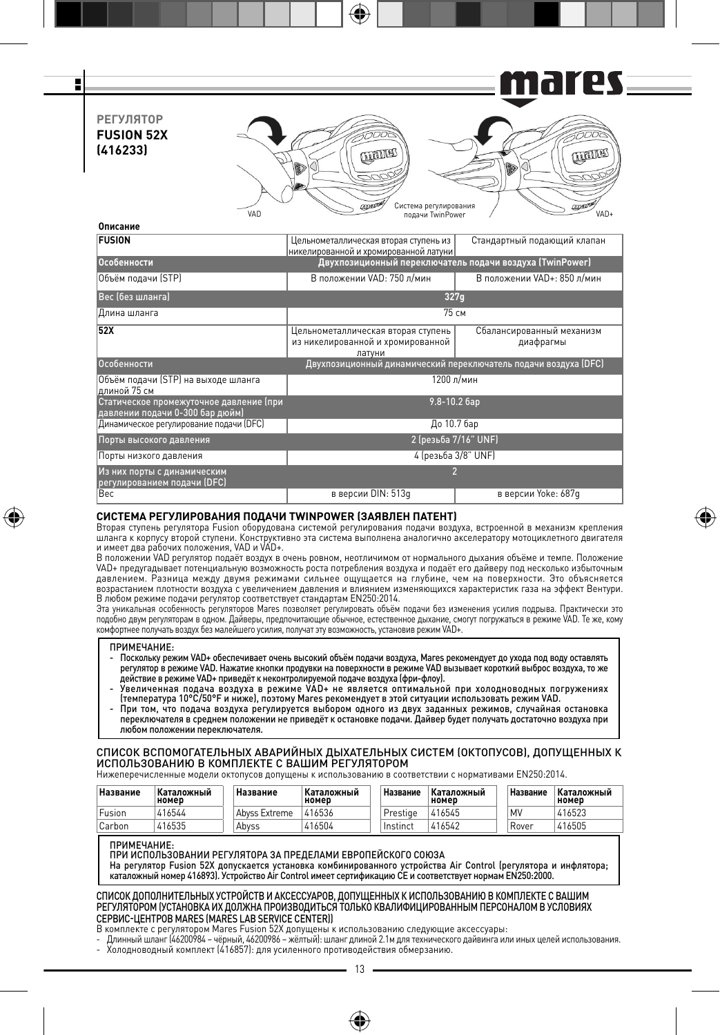## РЕГУЛЯТОР FUSION 52X (416233)

VAD

Система регулирования подачи TwinPower

VAD+

**Описание**

| | | |
|---|---|---|
| **FUSION** | Цельнометаллическая вторая ступень из никелированной и хромированной латуни | Стандартный подающий клапан |
| **Особенности** | Двухпозиционный переключатель подачи воздуха (TwinPower) | |
| Объём подачи (STP) | В положении VAD: 750 л/мин | В положении VAD+: 850 л/мин |
| Вес (без шланга) | 327g | |
| Длина шланга | 75 см | |
| **52X** | Цельнометаллическая вторая ступень из никелированной и хромированной латуни | Сбалансированный механизм диафрагмы |
| Особенности | Двухпозиционный динамический переключатель подачи воздуха (DFC) | |
| Объём подачи (STP) на выходе шланга длиной 75 см | 1200 л/мин | |
| Статическое промежуточное давление (при давлении подачи 0-300 бар дюйм) | 9.8-10.2 бар | |
| Динамическое регулирование подачи (DFC) | До 10.7 бар | |
| Порты высокого давления | 2 (резьба 7/16" UNF) | |
| Порты низкого давления | 4 (резьба 3/8" UNF) | |
| Из них порты с динамическим регулированием подачи (DFC) | 2 | |
| Вес | в версии DIN: 513g | в версии Yoke: 687g |

### СИСТЕМА РЕГУЛИРОВАНИЯ ПОДАЧИ TWINPOWER (ЗАЯВЛЕН ПАТЕНТ)

Вторая ступень регулятора Fusion оборудована системой регулирования подачи воздуха, встроенной в механизм крепления шланга к корпусу второй ступени. Конструктивно эта система выполнена аналогично акселератору мотоциклетного двигателя и имеет два рабочих положения, VAD и VAD+.

В положении VAD регулятор подаёт воздух в очень ровном, неотличимом от нормального дыхания объёме и темпе. Положение VAD+ предугадывает потенциальную возможность роста потребления воздуха и подаёт его дайверу под несколько избыточным давлением. Разница между двумя режимами сильнее ощущается на глубине, чем на поверхности. Это объясняется возрастанием плотности воздуха с увеличением давления и влиянием изменяющихся характеристик газа на эффект Вентури. В любом режиме подачи регулятор соответствует стандартам EN250:2014.

Эта уникальная особенность регуляторов Mares позволяет регулировать объём подачи без изменения усилия подрыва. Практически это подобно двум регуляторам в одном. Дайверы, предпочитающие обычное, естественное дыхание, смогут погружаться в режиме VAD. Те же, кому комфортнее получать воздух без малейшего усилия, получат эту возможность, установив режим VAD+.

> ПРИМЕЧАНИЕ:
> - Поскольку режим VAD+ обеспечивает очень высокий объём подачи воздуха, Mares рекомендует до ухода под воду оставлять регулятор в режиме VAD. Нажатие кнопки продувки на поверхности в режиме VAD вызывает короткий выброс воздуха, то же действие в режиме VAD+ приведёт к неконтролируемой подаче воздуха (фри-флоу).
> - Увеличенная подача воздуха в режиме VAD+ не является оптимальной при холодноводных погружениях (температура 10°C/50°F и ниже), поэтому Mares рекомендует в этой ситуации использовать режим VAD.
> - При том, что подача воздуха регулируется выбором одного из двух заданных режимов, случайная остановка переключателя в среднем положении не приведёт к остановке подачи. Дайвер будет получать достаточно воздуха при любом положении переключателя.

### СПИСОК ВСПОМОГАТЕЛЬНЫХ АВАРИЙНЫХ ДЫХАТЕЛЬНЫХ СИСТЕМ (ОКТОПУСОВ), ДОПУЩЕННЫХ К ИСПОЛЬЗОВАНИЮ В КОМПЛЕКТЕ С ВАШИМ РЕГУЛЯТОРОМ

Нижеперечисленные модели октопусов допущены к использованию в соответствии с нормативами EN250:2014.

| Название | Каталожный номер | Название | Каталожный номер | Название | Каталожный номер | Название | Каталожный номер |
|---|---|---|---|---|---|---|---|
| Fusion | 416544 | Abyss Extreme | 416536 | Prestige | 416545 | MV | 416523 |
| Carbon | 416535 | Abyss | 416504 | Instinct | 416542 | Rover | 416505 |

> ПРИМЕЧАНИЕ:
> ПРИ ИСПОЛЬЗОВАНИИ РЕГУЛЯТОРА ЗА ПРЕДЕЛАМИ ЕВРОПЕЙСКОГО СОЮЗА
> На регулятор Fusion 52X допускается установка комбинированного устройства Air Control (регулятора и инфлятора; каталожный номер 416893). Устройство Air Control имеет сертификацию CE и соответствует нормам EN250:2000.

### СПИСОК ДОПОЛНИТЕЛЬНЫХ УСТРОЙСТВ И АКСЕССУАРОВ, ДОПУЩЕННЫХ К ИСПОЛЬЗОВАНИЮ В КОМПЛЕКТЕ С ВАШИМ РЕГУЛЯТОРОМ (УСТАНОВКА ИХ ДОЛЖНА ПРОИЗВОДИТЬСЯ ТОЛЬКО КВАЛИФИЦИРОВАННЫМ ПЕРСОНАЛОМ В УСЛОВИЯХ СЕРВИС-ЦЕНТРОВ MARES (MARES LAB SERVICE CENTER))

В комплекте с регулятором Mares Fusion 52X допущены к использованию следующие аксессуары:

- Длинный шланг (46200984 – чёрный, 46200986 – жёлтый): шланг длиной 2.1м для технического дайвинга или иных целей использования.
- Холодноводный комплект (416857): для усиленного противодействия обмерзанию.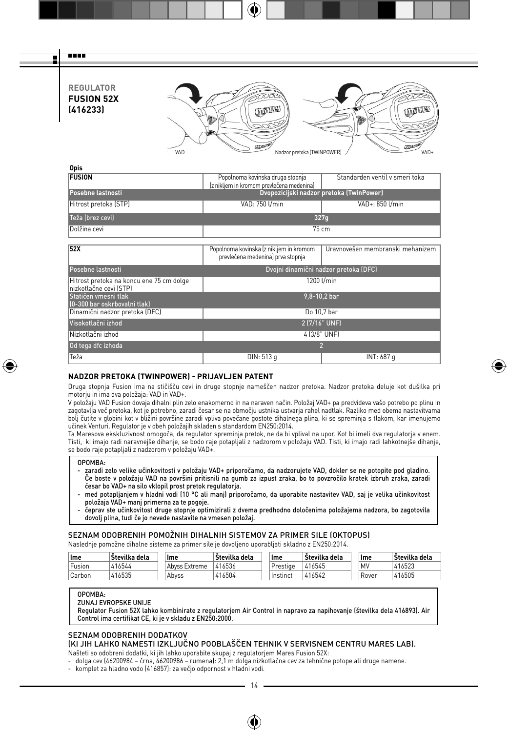**REGULATOR**
**FUSION 52X**
**(416233)**

VAD — Nadzor pretoka (TWINPOWER) — VAD+

**Opis**

| **FUSION** | Popolnoma kovinska druga stopnja (z nikljem in kromom prevlečena medenina) | Standarden ventil v smeri toka |
|---|---|---|
| **Posebne lastnosti** | **Dvopozicijski nadzor pretoka (TwinPower)** | |
| Hitrost pretoka (STP) | VAD: 750 l/min | VAD+: 850 l/min |
| Teža (brez cevi) | 327g | |
| Dolžina cevi | 75 cm | |

| **52X** | Popolnoma kovinska (z nikljem in kromom prevlečena medenina) prva stopnja | Uravnovešen membranski mehanizem |
|---|---|---|
| Posebne lastnosti | Dvojni dinamični nadzor pretoka (DFC) | |
| Hitrost pretoka na koncu ene 75 cm dolge nizkotlačne cevi (STP) | 1200 l/min | |
| Statičen vmesni tlak (0-300 bar oskrbovalni tlak) | 9,8-10,2 bar | |
| Dinamični nadzor pretoka (DFC) | Do 10,7 bar | |
| Visokotlačni izhod | 2 (7/16" UNF) | |
| Nizkotlačni izhod | 4 (3/8" UNF) | |
| Od tega dfc izhoda | 2 | |
| Teža | DIN: 513 g | INT: 687 g |

### NADZOR PRETOKA (TWINPOWER) - PRIJAVLJEN PATENT

Druga stopnja Fusion ima na stičišču cevi in druge stopnje nameščen nadzor pretoka. Nadzor pretoka deluje kot dušilka pri motorju in ima dva položaja: VAD in VAD+.

V položaju VAD Fusion dovaja dihalni plin zelo enakomerno in na naraven način. Položaj VAD+ pa predvideva vašo potrebo po plinu in zagotavlja več pretoka, kot je potrebno, zaradi česar se na območju ustnika ustvarja rahel nadtlak. Razliko med obema nastavitvama bolj čutite v globini kot v bližini površine zaradi vpliva povečane gostote dihalnega plina, ki se spreminja s tlakom, kar imenujemo učinek Venturi. Regulator je v obeh položajih skladen s standardom EN250:2014.

Ta Maresova ekskluzivnost omogoča, da regulator spreminja pretok, ne da bi vplival na upor. Kot bi imeli dva regulatorja v enem. Tisti, ki imajo radi naravnejše dihanje, se bodo raje potapljali z nadzorom v položaju VAD. Tisti, ki imajo radi lahkotnejše dihanje, se bodo raje potapljali z nadzorom v položaju VAD+.

> OPOMBA:
> - zaradi zelo velike učinkovitosti v položaju VAD+ priporočamo, da nadzorujete VAD, dokler se ne potopite pod gladino. Če boste v položaju VAD na površini pritisnili na gumb za izpust zraka, bo to povzročilo kratek izbruh zraka, zaradi česar bo VAD+ na silo vklopil prost pretok regulatorja.
> - med potapljanjem v hladni vodi (10 °C ali manj) priporočamo, da uporabite nastavitev VAD, saj je velika učinkovitost položaja VAD+ manj primerna za te pogoje.
> - čeprav ste učinkovitost druge stopnje optimizirali z dvema predhodno določenima položajema nadzora, bo zagotovila dovolj plina, tudi če jo nevede nastavite na vmesen položaj.

### SEZNAM ODOBRENIH POMOŽNIH DIHALNIH SISTEMOV ZA PRIMER SILE (OKTOPUS)

Naslednje pomožne dihalne sisteme za primer sile je dovoljeno uporabljati skladno z EN250:2014.

| Ime | Številka dela | Ime | Številka dela | Ime | Številka dela | Ime | Številka dela |
|---|---|---|---|---|---|---|---|
| Fusion | 416544 | Abyss Extreme | 416536 | Prestige | 416545 | MV | 416523 |
| Carbon | 416535 | Abyss | 416504 | Instinct | 416542 | Rover | 416505 |

> OPOMBA:
> ZUNAJ EVROPSKE UNIJE
> Regulator Fusion 52X lahko kombinirate z regulatorjem Air Control in napravo za napihovanje (številka dela 416893). Air Control ima certifikat CE, ki je v skladu z EN250:2000.

### SEZNAM ODOBRENIH DODATKOV
### (KI JIH LAHKO NAMESTI IZKLJUČNO POOBLAŠČEN TEHNIK V SERVISNEM CENTRU MARES LAB).

Našteti so odobreni dodatki, ki jih lahko uporabite skupaj z regulatorjem Mares Fusion 52X:
- dolga cev (46200984 – črna, 46200986 – rumena): 2,1 m dolga nizkotlačna cev za tehnične potope ali druge namene.
- komplet za hladno vodo (416857): za večjo odpornost v hladni vodi.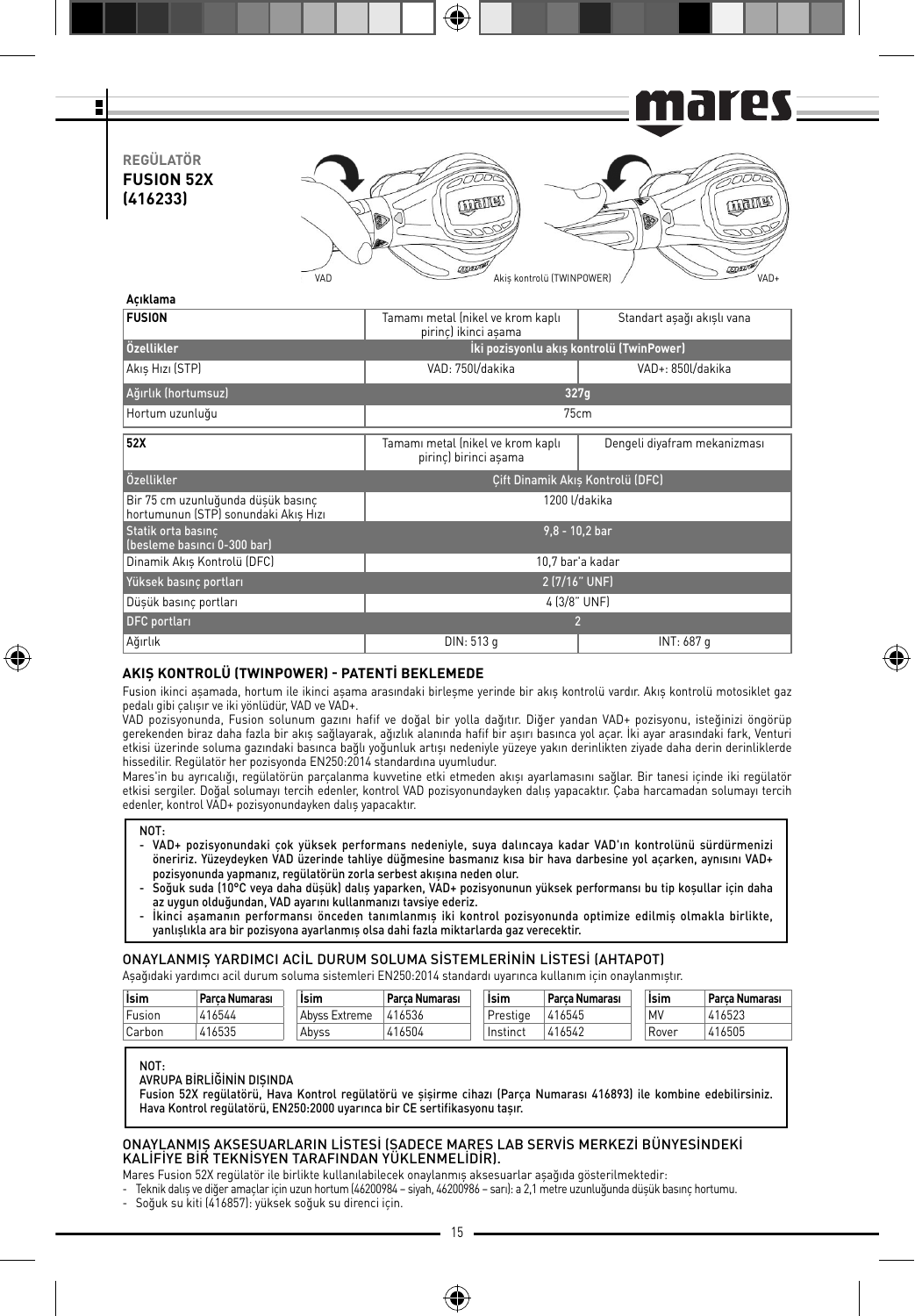**REGÜLATÖR**
**FUSION 52X**
**(416233)**

VAD — Akış kontrolü (TWINPOWER) — VAD+

**Açıklama**

| **FUSION** | Tamamı metal (nikel ve krom kaplı pirinç) ikinci aşama | Standart aşağı akışlı vana |
|---|---|---|
| **Özellikler** | İki pozisyonlu akış kontrolü (TwinPower) | |
| Akış Hızı (STP) | VAD: 750l/dakika | VAD+: 850l/dakika |
| Ağırlık (hortumsuz) | 327g | |
| Hortum uzunluğu | 75cm | |

| **52X** | Tamamı metal (nikel ve krom kaplı pirinç) birinci aşama | Dengeli diyafram mekanizması |
|---|---|---|
| Özellikler | Çift Dinamik Akış Kontrolü (DFC) | |
| Bir 75 cm uzunluğunda düşük basınç hortumunun (STP) sonundaki Akış Hızı | 1200 l/dakika | |
| Statik orta basınç (besleme basıncı 0-300 bar) | 9,8 - 10,2 bar | |
| Dinamik Akış Kontrolü (DFC) | 10,7 bar'a kadar | |
| Yüksek basınç portları | 2 (7/16" UNF) | |
| Düşük basınç portları | 4 (3/8" UNF) | |
| DFC portları | 2 | |
| Ağırlık | DIN: 513 g | INT: 687 g |

## AKIŞ KONTROLÜ (TWINPOWER) - PATENTİ BEKLEMEDE

Fusion ikinci aşamada, hortum ile ikinci aşama arasındaki birleşme yerinde bir akış kontrolü vardır. Akış kontrolü motosiklet gaz pedalı gibi çalışır ve iki yönlüdür, VAD ve VAD+.

VAD pozisyonunda, Fusion solunum gazını hafif ve doğal bir yolla dağıtır. Diğer yandan VAD+ pozisyonu, isteğinizi öngörüp gerekenden biraz daha fazla bir akış sağlayarak, ağızlık alanında hafif bir aşırı basınca yol açar. İki ayar arasındaki fark, Venturi etkisi üzerinde soluma gazındaki basınca bağlı yoğunluk artışı nedeniyle yüzeye yakın derinlikten ziyade daha derin derinliklerde hissedilir. Regülatör her pozisyonda EN250:2014 standardına uyumludur.

Mares'in bu ayrıcalığı, regülatörün parçalanma kuvvetine etki etmeden akışı ayarlamasını sağlar. Bir tanesi içinde iki regülatör etkisi sergiler. Doğal solumayı tercih edenler, kontrol VAD pozisyonundayken dalış yapacaktır. Çaba harcamadan solumayı tercih edenler, kontrol VAD+ pozisyonundayken dalış yapacaktır.

> NOT:
> - VAD+ pozisyonundaki çok yüksek performans nedeniyle, suya dalıncaya kadar VAD'ın kontrolünü sürdürmenizi öneririz. Yüzeydeyken VAD üzerinde tahliye düğmesine basmanız kısa bir hava darbesine yol açarken, aynısını VAD+ pozisyonunda yapmanız, regülatörün zorla serbest akışına neden olur.
> - Soğuk suda (10°C veya daha düşük) dalış yaparken, VAD+ pozisyonunun yüksek performansı bu tip koşullar için daha az uygun olduğundan, VAD ayarını kullanmanızı tavsiye ederiz.
> - İkinci aşamanın performansı önceden tanımlanmış iki kontrol pozisyonunda optimize edilmiş olmakla birlikte, yanlışlıkla ara bir pozisyona ayarlanmış olsa dahi fazla miktarlarda gaz verecektir.

## ONAYLANMIŞ YARDIMCI ACİL DURUM SOLUMA SİSTEMLERİNİN LİSTESİ (AHTAPOT)

Aşağıdaki yardımcı acil durum soluma sistemleri EN250:2014 standardı uyarınca kullanım için onaylanmıştır.

| İsim | Parça Numarası | İsim | Parça Numarası | İsim | Parça Numarası | İsim | Parça Numarası |
|---|---|---|---|---|---|---|---|
| Fusion | 416544 | Abyss Extreme | 416536 | Prestige | 416545 | MV | 416523 |
| Carbon | 416535 | Abyss | 416504 | Instinct | 416542 | Rover | 416505 |

> NOT:
> AVRUPA BİRLİĞİNİN DIŞINDA
> Fusion 52X regülatörü, Hava Kontrol regülatörü ve şişirme cihazı (Parça Numarası 416893) ile kombine edebilirsiniz. Hava Kontrol regülatörü, EN250:2000 uyarınca bir CE sertifikasyonu taşır.

## ONAYLANMIŞ AKSESUARLARIN LİSTESİ (SADECE MARES LAB SERVİS MERKEZİ BÜNYESİNDEKİ KALİFİYE BİR TEKNİSYEN TARAFINDAN YÜKLENMELİDİR).

Mares Fusion 52X regülatör ile birlikte kullanılabilecek onaylanmış aksesuarlar aşağıda gösterilmektedir:

- Teknik dalış ve diğer amaçlar için uzun hortum (46200984 – siyah, 46200986 – sarı): a 2,1 metre uzunluğunda düşük basınç hortumu.
- Soğuk su kiti (416857): yüksek soğuk su direnci için.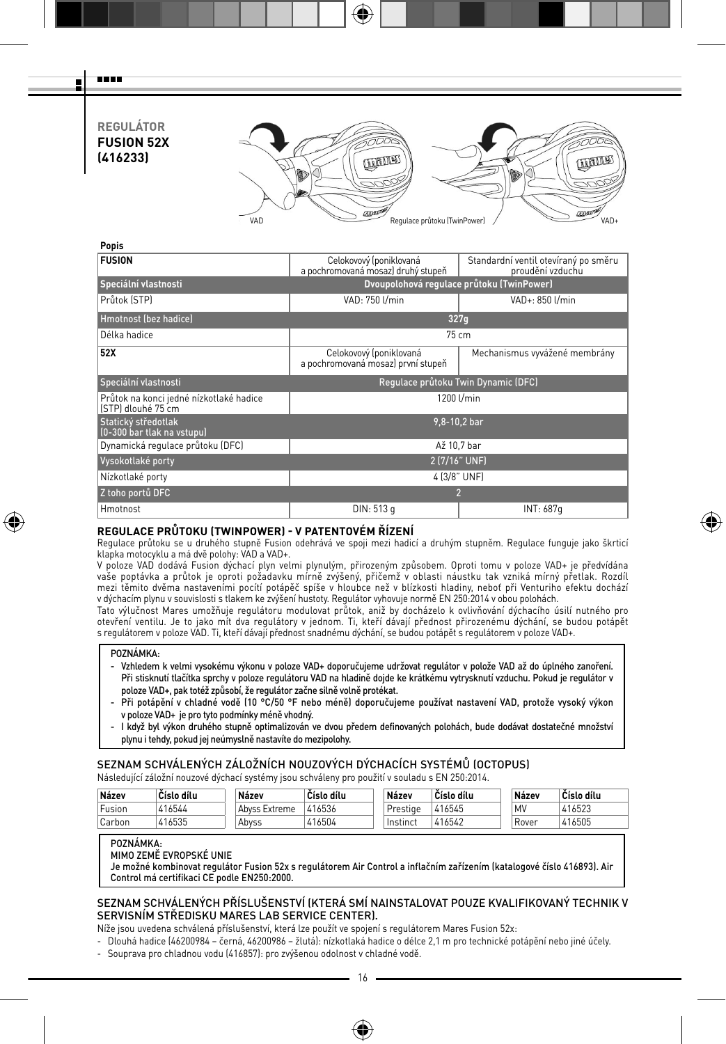# REGULÁTOR FUSION 52X (416233)

VAD — Regulace průtoku (TwinPower) — VAD+

**Popis**

| **FUSION** | Celokovový (poniklovaná a pochromovaná mosaz) druhý stupeň | Standardní ventil otevíraný po směru proudění vzduchu |
|---|---|---|
| **Speciální vlastnosti** | **Dvoupolohová regulace průtoku (TwinPower)** | |
| Průtok (STP) | VAD: 750 l/min | VAD+: 850 l/min |
| **Hmotnost (bez hadice)** | **327g** | |
| Délka hadice | 75 cm | |
| **52X** | Celokovový (poniklovaná a pochromovaná mosaz) první stupeň | Mechanismus vyvážené membrány |
| **Speciální vlastnosti** | **Regulace průtoku Twin Dynamic (DFC)** | |
| Průtok na konci jedné nízkotlaké hadice (STP) dlouhé 75 cm | 1200 l/min | |
| **Statický středotlak (0-300 bar tlak na vstupu)** | **9,8-10,2 bar** | |
| Dynamická regulace průtoku (DFC) | Až 10,7 bar | |
| **Vysokotlaké porty** | **2 (7/16" UNF)** | |
| Nízkotlaké porty | 4 (3/8" UNF) | |
| **Z toho portů DFC** | **2** | |
| Hmotnost | DIN: 513 g | INT: 687g |

## REGULACE PRŮTOKU (TWINPOWER) - V PATENTOVÉM ŘÍZENÍ

Regulace průtoku se u druhého stupně Fusion odehrává ve spoji mezi hadicí a druhým stupněm. Regulace funguje jako škrticí klapka motocyklu a má dvě polohy: VAD a VAD+.

V poloze VAD dodává Fusion dýchací plyn velmi plynulým, přirozeným způsobem. Oproti tomu v poloze VAD+ je předvídána vaše poptávka a průtok je oproti požadavku mírně zvýšený, přičemž v oblasti náustku tak vzniká mírný přetlak. Rozdíl mezi těmito dvěma nastaveními pocítí potápěč spíše v hloubce než v blízkosti hladiny, neboť při Venturiho efektu dochází v dýchacím plynu v souvislosti s tlakem ke zvýšení hustoty. Regulátor vyhovuje normě EN 250:2014 v obou polohách.

Tato výlučnost Mares umožňuje regulátoru modulovat průtok, aniž by docházelo k ovlivňování dýchacího úsilí nutného pro otevření ventilu. Je to jako mít dva regulátory v jednom. Ti, kteří dávají přednost přirozenému dýchání, se budou potápět s regulátorem v poloze VAD. Ti, kteří dávají přednost snadnému dýchání, se budou potápět s regulátorem v poloze VAD+.

**POZNÁMKA:**

- **Vzhledem k velmi vysokému výkonu v poloze VAD+ doporučujeme udržovat regulátor v poloze VAD až do úplného zanoření. Při stisknutí tlačítka sprchy v poloze regulátoru VAD na hladině dojde ke krátkému vytrysknutí vzduchu. Pokud je regulátor v poloze VAD+, pak totéž způsobí, že regulátor začne silně volně protékat.**
- **Při potápění v chladné vodě (10 °C/50 °F nebo méně) doporučujeme používat nastavení VAD, protože vysoký výkon v poloze VAD+ je pro tyto podmínky méně vhodný.**
- **I když byl výkon druhého stupně optimalizován ve dvou předem definovaných polohách, bude dodávat dostatečné množství plynu i tehdy, pokud jej neúmyslně nastavíte do mezipolohy.**

## SEZNAM SCHVÁLENÝCH ZÁLOŽNÍCH NOUZOVÝCH DÝCHACÍCH SYSTÉMŮ (OCTOPUS)

Následující záložní nouzové dýchací systémy jsou schváleny pro použití v souladu s EN 250:2014.

| Název | Číslo dílu | Název | Číslo dílu | Název | Číslo dílu | Název | Číslo dílu |
|---|---|---|---|---|---|---|---|
| Fusion | 416544 | Abyss Extreme | 416536 | Prestige | 416545 | MV | 416523 |
| Carbon | 416535 | Abyss | 416504 | Instinct | 416542 | Rover | 416505 |

**POZNÁMKA:**
**MIMO ZEMĚ EVROPSKÉ UNIE**
**Je možné kombinovat regulátor Fusion 52x s regulátorem Air Control a inflačním zařízením (katalogové číslo 416893). Air Control má certifikaci CE podle EN250:2000.**

## SEZNAM SCHVÁLENÝCH PŘÍSLUŠENSTVÍ (KTERÁ SMÍ NAINSTALOVAT POUZE KVALIFIKOVANÝ TECHNIK V SERVISNÍM STŘEDISKU MARES LAB SERVICE CENTER).

Níže jsou uvedena schválená příslušenství, která lze použít ve spojení s regulátorem Mares Fusion 52x:

- Dlouhá hadice (46200984 – černá, 46200986 – žlutá): nízkotlaká hadice o délce 2,1 m pro technické potápění nebo jiné účely.
- Souprava pro chladnou vodu (416857): pro zvýšenou odolnost v chladné vodě.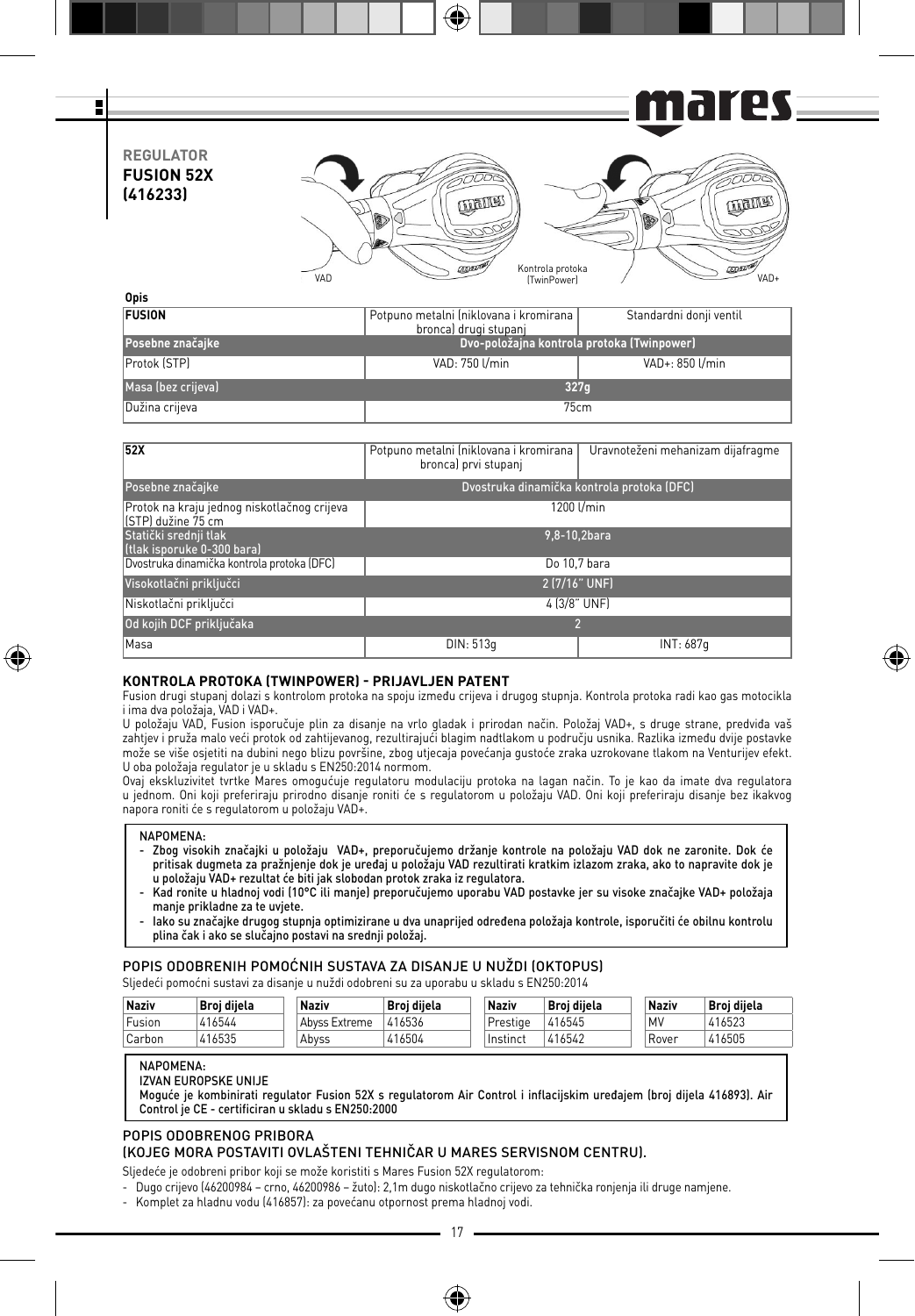**REGULATOR**
**FUSION 52X (416233)**

VAD

Kontrola protoka (TwinPower)

VAD+

**Opis**

| **FUSION** | Potpuno metalni (niklovana i kromirana bronca) drugi stupanj | Standardni donji ventil |
|---|---|---|
| **Posebne značajke** | **Dvo-položajna kontrola protoka (Twinpower)** | |
| Protok (STP) | VAD: 750 l/min | VAD+: 850 l/min |
| **Masa (bez crijeva)** | **327g** | |
| Dužina crijeva | 75cm | |

| **52X** | Potpuno metalni (niklovana i kromirana bronca) prvi stupanj | Uravnoteženi mehanizam dijafragme |
|---|---|---|
| Posebne značajke | Dvostruka dinamička kontrola protoka (DFC) | |
| Protok na kraju jednog niskotlačnog crijeva (STP) dužine 75 cm | 1200 l/min | |
| Statički srednji tlak (tlak isporuke 0-300 bara) | 9,8-10,2bara | |
| Dvostruka dinamička kontrola protoka (DFC) | Do 10,7 bara | |
| Visokotlačni priključci | 2 (7/16" UNF) | |
| Niskotlačni priključci | 4 (3/8" UNF) | |
| Od kojih DCF priključaka | 2 | |
| Masa | DIN: 513g | INT: 687g |

### KONTROLA PROTOKA (TWINPOWER) - PRIJAVLJEN PATENT

Fusion drugi stupanj dolazi s kontrolom protoka na spoju između crijeva i drugog stupnja. Kontrola protoka radi kao gas motocikla i ima dva položaja, VAD i VAD+.

U položaju VAD, Fusion isporučuje plin za disanje na vrlo gladak i prirodan način. Položaj VAD+, s druge strane, predviđa vaš zahtjev i pruža malo veći protok od zahtijevanog, rezultirajući blagim nadtlakom u području usnika. Razlika između dvije postavke može se više osjetiti na dubini nego blizu površine, zbog utjecaja povećanja gustoće zraka uzrokovane tlakom na Venturijev efekt. U oba položaja regulator je u skladu s EN250:2014 normom.

Ovaj ekskluzivitet tvrtke Mares omogućuje regulatoru modulaciju protoka na lagan način. To je kao da imate dva regulatora u jednom. Oni koji preferiraju prirodno disanje roniti će s regulatorom u položaju VAD. Oni koji preferiraju disanje bez ikakvog napora roniti će s regulatorom u položaju VAD+.

> NAPOMENA:
> - **Zbog visokih značajki u položaju VAD+, preporučujemo držanje kontrole na položaju VAD dok ne zaronite. Dok će pritisak dugmeta za pražnjenje dok je uređaj u položaju VAD rezultirati kratkim izlazom zraka, ako to napravite dok je u položaju VAD+ rezultat će biti jak slobodan protok zraka iz regulatora.**
> - **Kad ronite u hladnoj vodi (10°C ili manje) preporučujemo uporabu VAD postavke jer su visoke značajke VAD+ položaja manje prikladne za te uvjete.**
> - **Iako su značajke drugog stupnja optimizirane u dva unaprijed određena položaja kontrole, isporučiti će obilnu kontrolu plina čak i ako se slučajno postavi na srednji položaj.**

### POPIS ODOBRENIH POMOĆNIH SUSTAVA ZA DISANJE U NUŽDI (OKTOPUS)

Sljedeći pomoćni sustavi za disanje u nuždi odobreni su za uporabu u skladu s EN250:2014

| **Naziv** | **Broj dijela** |
|---|---|
| Fusion | 416544 |
| Carbon | 416535 |

| **Naziv** | **Broj dijela** |
|---|---|
| Abyss Extreme | 416536 |
| Abyss | 416504 |

| **Naziv** | **Broj dijela** |
|---|---|
| Prestige | 416545 |
| Instinct | 416542 |

| **Naziv** | **Broj dijela** |
|---|---|
| MV | 416523 |
| Rover | 416505 |

> NAPOMENA:
> IZVAN EUROPSKE UNIJE
> **Moguće je kombinirati regulator Fusion 52X s regulatorom Air Control i inflacijskim uređajem (broj dijela 416893). Air Control je CE - certificiran u skladu s EN250:2000**

### POPIS ODOBRENOG PRIBORA (KOJEG MORA POSTAVITI OVLAŠTENI TEHNIČAR U MARES SERVISNOM CENTRU).

Sljedeće je odobreni pribor koji se može koristiti s Mares Fusion 52X regulatorom:

- Dugo crijevo (46200984 – crno, 46200986 – žuto): 2,1m dugo niskotlačno crijevo za tehnička ronjenja ili druge namjene.
- Komplet za hladnu vodu (416857): za povećanu otpornost prema hladnoj vodi.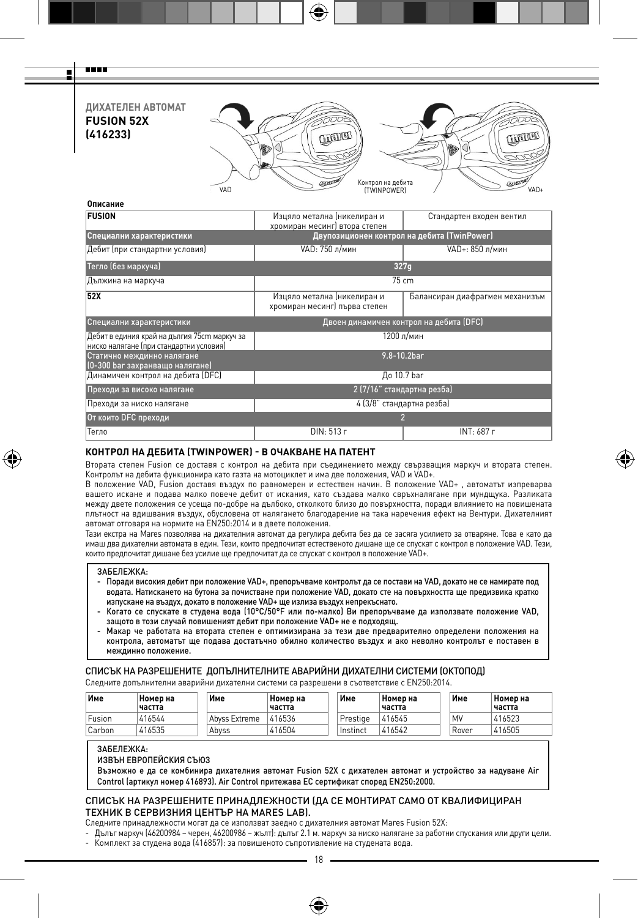## ДИХАТЕЛЕН АВТОМАТ FUSION 52X (416233)

VAD

Контрол на дебита (TWINPOWER)

VAD+

**Описание**

| FUSION | Изцяло метална (никелиран и хромиран месинг) втора степен | Стандартен входен вентил |
|---|---|---|
| Специални характеристики | Двупозиционен контрол на дебита (TwinPower) | |
| Дебит (при стандартни условия) | VAD: 750 л/мин | VAD+: 850 л/мин |
| Тегло (без маркуча) | 327g | |
| Дължина на маркуча | 75 cm | |
| **52X** | Изцяло метална (никелиран и хромиран месинг) първа степен | Балансиран диафрагмен механизъм |
| Специални характеристики | Двоен динамичен контрол на дебита (DFC) | |
| Дебит в единия край на дългия 75cm маркуч за ниско налягане (при стандартни условия) | 1200 л/мин | |
| Статично междинно налягане (0-300 bar захранващо налягане) | 9.8-10.2bar | |
| Динамичен контрол на дебита (DFC) | До 10.7 bar | |
| Преходи за високо налягане | 2 (7/16" стандартна резба) | |
| Преходи за ниско налягане | 4 (3/8" стандартна резба) | |
| От които DFC преходи | 2 | |
| Тегло | DIN: 513 г | INT: 687 г |

### КОНТРОЛ НА ДЕБИТА (TWINPOWER) - В ОЧАКВАНЕ НА ПАТЕНТ

Втората степен Fusion се доставя с контрол на дебита при съединението между свързващия маркуч и втората степен. Контролът на дебита функционира като газта на мотоциклет и има две положения, VAD и VAD+.

В положение VAD, Fusion доставя въздух по равномерен и естествен начин. В положение VAD+ , автоматът изпреварва вашето искане и подава малко повече дебит от искания, като създава малко свръхналягане при мундщука. Разликата между двете положения се усеща по-добре на дълбоко, отколкото близо до повърхността, поради влиянието на повишената плътност на вдишвания въздух, обусловена от налягането благодарение на така наречения ефект на Вентури. Дихателният автомат отговаря на нормите на EN250:2014 и в двете положения.

Тази екстра на Mares позволява на дихателния автомат да регулира дебита без да се засяга усилието за отваряне. Това е като да имаш два дихателни автомата в един. Тези, които предпочитат естественото дишане ще се спускат с контрол в положение VAD. Тези, които предпочитат дишане без усилие ще предпочитат да се спускат с контрол в положение VAD+.

ЗАБЕЛЕЖКА:
- **Поради високия дебит при положение VAD+, препоръчваме контролът да се постави на VAD, докато не се намирате под водата. Натискането на бутона за почистване при положение VAD, докато сте на повърхността ще предизвика кратко изпускане на въздух, докато в положение VAD+ ще излиза въздух непрекъснато.**
- **Когато се спускате в студена вода (10°C/50°F или по-малко) Ви препоръчваме да използвате положение VAD, защото в този случай повишеният дебит при положение VAD+ не е подходящ.**
- **Макар че работата на втората степен е оптимизирана за тези две предварително определени положения на контрола, автоматът ще подава достатъчно обилно количество въздух и ако неволно контролът е поставен в междинно положение.**

### СПИСЪК НА РАЗРЕШЕНИТЕ ДОПЪЛНИТЕЛНИТЕ АВАРИЙНИ ДИХАТЕЛНИ СИСТЕМИ (ОКТОПОД)

Следните допълнителни аварийни дихателни системи са разрешени в съответствие с EN250:2014.

| Име | Номер на частта | Име | Номер на частта | Име | Номер на частта | Име | Номер на частта |
|---|---|---|---|---|---|---|---|
| Fusion | 416544 | Abyss Extreme | 416536 | Prestige | 416545 | MV | 416523 |
| Carbon | 416535 | Abyss | 416504 | Instinct | 416542 | Rover | 416505 |

ЗАБЕЛЕЖКА:
ИЗВЪН ЕВРОПЕЙСКИЯ СЪЮЗ
**Възможно е да се комбинира дихателния автомат Fusion 52X с дихателен автомат и устройство за надуване Air Control (артикул номер 416893). Air Control притежава ЕС сертификат според EN250:2000.**

### СПИСЪК НА РАЗРЕШЕНИТЕ ПРИНАДЛЕЖНОСТИ (ДА СЕ МОНТИРАТ САМО ОТ КВАЛИФИЦИРАН ТЕХНИК В СЕРВИЗНИЯ ЦЕНТЪР НА MARES LAB).

Следните принадлежности могат да се използват заедно с дихателния автомат Mares Fusion 52X:
- Дълъг маркуч (46200984 – черен, 46200986 – жълт): дълъг 2.1 м. маркуч за ниско налягане за работни спускания или други цели.
- Комплект за студена вода (416857): за повишеното съпротивление на студената вода.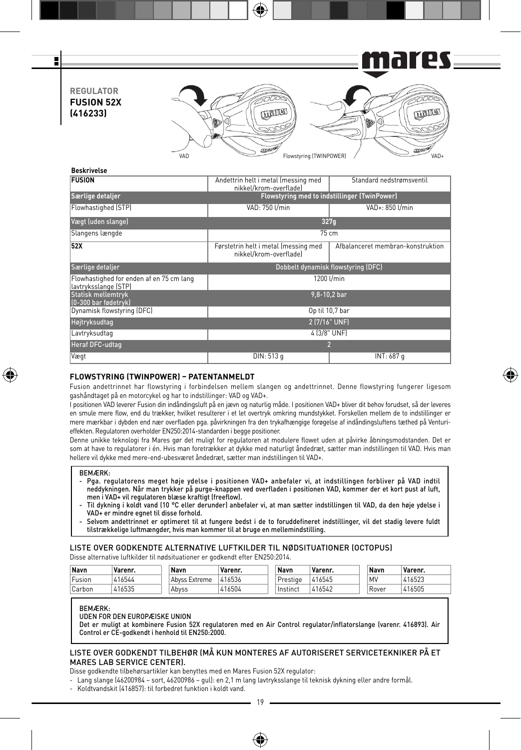**REGULATOR**
**FUSION 52X**
**(416233)**

VAD — Flowstyring (TWINPOWER) — VAD+

**Beskrivelse**

| **FUSION** | Andettrin helt i metal (messing med nikkel/krom-overflade) | Standard nedstrømsventil |
|---|---|---|
| **Særlige detaljer** | **Flowstyring med to indstillinger (TwinPower)** | |
| Flowhastighed (STP) | VAD: 750 l/min | VAD+: 850 l/min |
| **Vægt (uden slange)** | **327g** | |
| Slangens længde | 75 cm | |
| **52X** | Førstetrin helt i metal (messing med nikkel/krom-overflade) | Afbalanceret membran-konstruktion |
| Særlige detaljer | Dobbelt dynamisk flowstyring (DFC) | |
| Flowhastighed for enden af en 75 cm lang lavtryksslange (STP) | 1200 l/min | |
| Statisk mellemtryk (0-300 bar fødetryk) | 9,8-10,2 bar | |
| Dynamisk flowstyring (DFC) | Op til 10,7 bar | |
| Højtryksudtag | 2 (7/16" UNF) | |
| Lavtryksudtag | 4 (3/8" UNF) | |
| Heraf DFC-udtag | 2 | |
| Vægt | DIN: 513 g | INT: 687 g |

### FLOWSTYRING (TWINPOWER) – PATENTANMELDT

Fusion andettrinnet har flowstyring i forbindelsen mellem slangen og andettrinnet. Denne flowstyring fungerer ligesom gashåndtaget på en motorcykel og har to indstillinger: VAD og VAD+.

I positionen VAD leverer Fusion din indåndingsluft på en jævn og naturlig måde. I positionen VAD+ bliver dit behov forudset, så der leveres en smule mere flow, end du trækker, hvilket resulterer i et let overtryk omkring mundstykket. Forskellen mellem de to indstillinger er mere mærkbar i dybden end nær overfladen pga. påvirkningen fra den trykafhængige forøgelse af indåndingsluftens tæthed på Venturi-effekten. Regulatoren overholder EN250:2014-standarden i begge positioner.

Denne unikke teknologi fra Mares gør det muligt for regulatoren at modulere flowet uden at påvirke åbningsmodstanden. Det er som at have to regulatorer i én. Hvis man foretrækker at dykke med naturligt åndedræt, sætter man indstillingen til VAD. Hvis man hellere vil dykke med mere-end-ubesværet åndedræt, sætter man indstillingen til VAD+.

> BEMÆRK:
> - Pga. regulatorens meget høje ydelse i positionen VAD+ anbefaler vi, at indstillingen forbliver på VAD indtil neddykningen. Når man trykker på purge-knappen ved overfladen i positionen VAD, kommer der et kort pust af luft, men i VAD+ vil regulatoren blæse kraftigt (freeflow).
> - Til dykning i koldt vand (10 °C eller derunder) anbefaler vi, at man sætter indstillingen til VAD, da den høje ydelse i VAD+ er mindre egnet til disse forhold.
> - Selvom andettrinnet er optimeret til at fungere bedst i de to foruddefineret indstillinger, vil det stadig levere fuldt tilstrækkelige luftmængder, hvis man kommer til at bruge en mellemindstilling.

### LISTE OVER GODKENDTE ALTERNATIVE LUFTKILDER TIL NØDSITUATIONER (OCTOPUS)

Disse alternative luftkilder til nødsituationer er godkendt efter EN250:2014.

| Navn | Varenr. | Navn | Varenr. | Navn | Varenr. | Navn | Varenr. |
|---|---|---|---|---|---|---|---|
| Fusion | 416544 | Abyss Extreme | 416536 | Prestige | 416545 | MV | 416523 |
| Carbon | 416535 | Abyss | 416504 | Instinct | 416542 | Rover | 416505 |

> BEMÆRK:
> UDEN FOR DEN EUROPÆISKE UNION
> Det er muligt at kombinere Fusion 52X regulatoren med en Air Control regulator/inflatorslange (varenr. 416893). Air Control er CE-godkendt i henhold til EN250:2000.

### LISTE OVER GODKENDT TILBEHØR (MÅ KUN MONTERES AF AUTORISERET SERVICETEKNIKER PÅ ET MARES LAB SERVICE CENTER).

Disse godkendte tilbehørsartikler kan benyttes med en Mares Fusion 52X regulator:

- Lang slange (46200984 – sort, 46200986 – gul): en 2,1 m lang lavtryksslange til teknisk dykning eller andre formål.
- Koldtvandskit (416857): til forbedret funktion i koldt vand.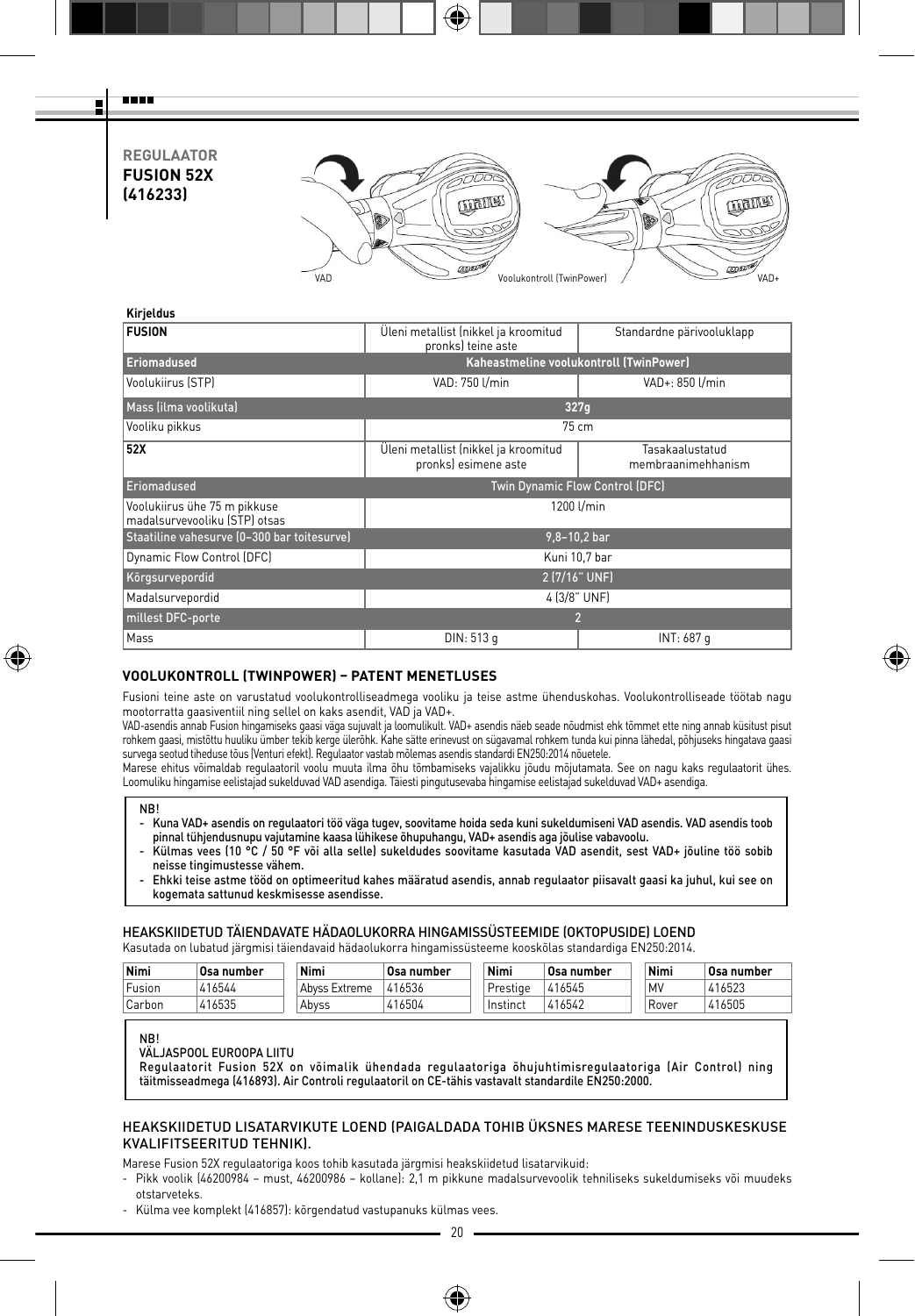# REGULAATOR FUSION 52X (416233)

VAD — Voolukontroll (TwinPower) — VAD+

**Kirjeldus**

| **FUSION** | Üleni metallist (nikkel ja kroomitud pronks) teine aste | Standardne päritvooluklapp |
|---|---|---|
| **Eriomadused** | Kaheastmeline voolukontroll (TwinPower) | |
| Voolukiirus (STP) | VAD: 750 l/min | VAD+: 850 l/min |
| **Mass (ilma voolikuta)** | 327g | |
| Vooliku pikkus | 75 cm | |
| **52X** | Üleni metallist (nikkel ja kroomitud pronks) esimene aste | Tasakaalustatud membraanimehhanism |
| **Eriomadused** | Twin Dynamic Flow Control (DFC) | |
| Voolukiirus ühe 75 m pikkuse madalsurvevooliku (STP) otsas | 1200 l/min | |
| **Staatiline vahesurve (0–300 bar toitesurve)** | 9,8–10,2 bar | |
| Dynamic Flow Control (DFC) | Kuni 10,7 bar | |
| **Kõrgsurvepordid** | 2 (7/16" UNF) | |
| Madalsurvepordid | 4 (3/8" UNF) | |
| **millest DFC-porte** | 2 | |
| Mass | DIN: 513 g | INT: 687 g |

## VOOLUKONTROLL (TWINPOWER) – PATENT MENETLUSES

Fusioni teine aste on varustatud voolukontrolliseadmega vooliku ja teise astme ühenduskohas. Voolukontrolliseade töötab nagu mootorratta gaasiventiil ning sellel on kaks asendit, VAD ja VAD+.

VAD-asendis annab Fusion hingamiseks gaasi väga sujuvalt ja loomulikult. VAD+ asendis näeb seade nõudmist ehk tõmmet ette ning annab küsitust pisut rohkem gaasi, mistõttu huuliku ümber tekib kerge ülerõhk. Kahe sätte erinevust on sügavamal rohkem tunda kui pinna lähedal, põhjuseks hingatava gaasi survega seotud tiheduse tõus (Venturi efekt). Regulaator vastab mõlemas asendis standardi EN250:2014 nõuetele.

Marese ehitus võimaldab regulaatoril voolu muuta ilma õhu tõmbamiseks vajalikku jõudu mõjutamata. See on nagu kaks regulaatorit ühes. Loomuliku hingamise eelistajad sukelduvad VAD asendiga. Täiesti pingutusevaba hingamise eelistajad sukelduvad VAD+ asendiga.

> **NB!**
> - **Kuna VAD+ asendis on regulaatori töö väga tugev, soovitame hoida seda kuni sukeldumiseni VAD asendis. VAD asendis toob pinnal tühjendusnupu vajutamine kaasa lühikese õhupuhangu, VAD+ asendis aga jõulise vabavoolu.**
> - **Külmas vees (10 °C / 50 °F või alla selle) sukeldudes soovitame kasutada VAD asendit, sest VAD+ jõuline töö sobib neisse tingimustesse vähem.**
> - **Ehkki teise astme tööd on optimeeritud kahes määratud asendis, annab regulaator piisavalt gaasi ka juhul, kui see on kogemata sattunud keskmisesse asendisse.**

## HEAKSKIIDETUD TÄIENDAVATE HÄDAOLUKORRA HINGAMISSÜSTEEMIDE (OKTOPUSIDE) LOEND

Kasutada on lubatud järgmisi täiendavaid hädaolukorra hingamissüsteeme kooskõlas standardiga EN250:2014.

| Nimi | Osa number | Nimi | Osa number | Nimi | Osa number | Nimi | Osa number |
|---|---|---|---|---|---|---|---|
| Fusion | 416544 | Abyss Extreme | 416536 | Prestige | 416545 | MV | 416523 |
| Carbon | 416535 | Abyss | 416504 | Instinct | 416542 | Rover | 416505 |

> NB!
> VÄLJASPOOL EUROOPA LIITU
> **Regulaatorit Fusion 52X on võimalik ühendada regulaatoriga õhujuhtimisregulaatoriga (Air Control) ning täitmisseadmega (416893). Air Controli regulaatoril on CE-tähis vastavalt standardile EN250:2000.**

## HEAKSKIIDETUD LISATARVIKUTE LOEND (PAIGALDADA TOHIB ÜKSNES MARESE TEENINDUSKESKUSE KVALIFITSEERITUD TEHNIK).

Marese Fusion 52X regulaatoriga koos tohib kasutada järgmisi heakskiidetud lisatarvikuid:

- Pikk voolik (46200984 – must, 46200986 – kollane): 2,1 m pikkune madalsurvevoolik tehniliseks sukeldumiseks või muudeks otstarveteks.
- Külma vee komplekt (416857): kõrgendatud vastupanuks külmas vees.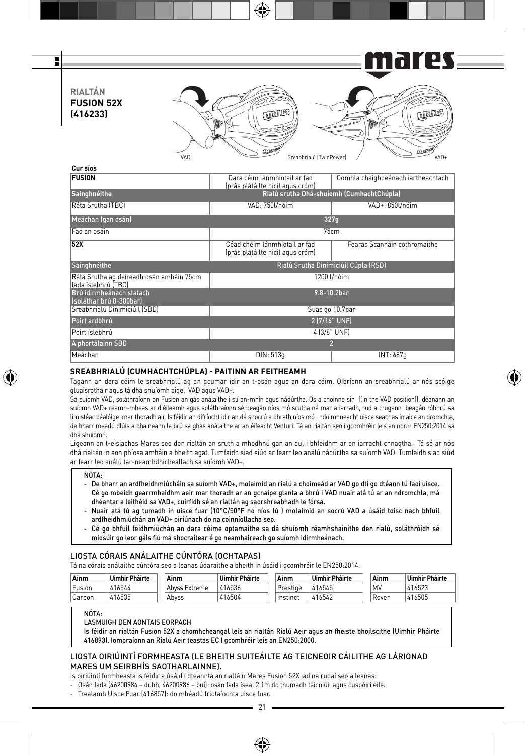**RIALTÁN**
**FUSION 52X**
**(416233)**

VAD — Sreabhrialú (TwinPower) — VAD+

**Cur síos**

| **FUSION** | Dara céim lánmhiotail ar fad (prás plátáilte nicil agus cróm) | Comhla chaighdeánach iartheachtach |
|---|---|---|
| **Sainghnéithe** | Rialú srutha Dhá-shuíomh (CumhachtChúpla) | |
| Ráta Srutha (TBC) | VAD: 750l/nóim | VAD+: 850l/nóim |
| **Meáchan (gan osán)** | 327g | |
| Fad an osáin | 75cm | |
| **52X** | Céad chéim lánmhiotail ar fad (prás plátáilte nicil agus cróm) | Fearas Scannáin cothromaithe |
| **Sainghnéithe** | Rialú Srutha Dinimiciúil Cúpla (RSD) | |
| Ráta Srutha ag deireadh osán amháin 75cm fada íslebhrú (TBC) | 1200 l/nóim | |
| **Brú idirmheánach statach (soláthar brú 0-300bar)** | 9.8-10.2bar | |
| Sreabhrialú Dinimiciúil (SBD) | Suas go 10.7bar | |
| **Poirt ardbhrú** | 2 (7/16" UNF) | |
| Poirt íslebhrú | 4 (3/8" UNF) | |
| **A phortálainn SBD** | 2 | |
| Meáchan | DIN: 513g | INT: 687g |

## SREABHRIALÚ (CUMHACHTCHÚPLA) - PAITINN AR FEITHEAMH

Tagann an dara céim le sreabhrialú ag an gcumar idir an t-osán agus an dara céim. Oibríonn an sreabhrialú ar nós scóige gluaisrothair agus tá dhá shuíomh aige, VAD agus VAD+.

Sa suíomh VAD, soláthraíonn an Fusion an gás análaithe i slí an-mhín agus nádúrtha. Os a choinne sin [[In the VAD position]], déanann an suíomh VAD+ réamh-mheas ar d'éileamh agus soláthraíonn sé beagán níos mó srutha ná mar a iarradh, rud a thugann beagán róbhrú sa limistéar béalóige mar thoradh air. Is féidir an difríocht idir an dá shocrú a bhrath níos mó i ndoimhneacht uisce seachas in aice an dromchla, de bharr meadú dlúis a bhaineann le brú sa ghás análaithe ar an éifeacht Venturi. Tá an rialtán seo i gcomhréir leis an norm EN250:2014 sa dhá shuíomh.

Ligeann an t-eisiachas Mares seo don rialtán an sruth a mhodhnú gan an dul i bhfeidhm ar an iarracht chnagtha. Tá sé ar nós dhá rialtán in aon phíosa amháin a bheith agat. Tumfaidh siad siúd ar fearr leo análú nádúrtha sa suíomh VAD. Tumfaidh siad siúd ar fearr leo análú tar-neamhdhícheallach sa suíomh VAD+.

> NÓTA:
> - De bharr an ardfheidhmiúcháin sa suíomh VAD+, molaimid an rialú a choimeád ar VAD go dtí go dtéann tú faoi uisce. Cé go mbeidh gearrmhaidhm aeir mar thoradh ar an gcnaipe glanta a bhrú i VAD nuair atá tú ar an ndromchla, má dhéantar a leithéid sa VAD+, cuirfidh sé an rialtán ag saorshreabhadh le fórsa.
> - Nuair atá tú ag tumadh in uisce fuar (10°C/50°F nó níos lú ) molaimid an socrú VAD a úsáid toisc nach bhfuil ardfheidhmiúchán an VAD+ oiriúnach do na coinníollacha seo.
> - Cé go bhfuil feidhmiúchán an dara céime optamaithe sa dá shuíomh réamhshainithe den rialú, soláthróidh sé miosúir go leor gáis fiú má shocraítear é go neamhaireach go suíomh idirmheánach.

## LIOSTA CÓRAIS ANÁLAITHE CÚNTÓRA (OCHTAPAS)

Tá na córais análaithe cúntóra seo a leanas údaraithe a bheith in úsáid i gcomhréir le EN250:2014.

| Ainm | Uimhir Pháirte | Ainm | Uimhir Pháirte | Ainm | Uimhir Pháirte | Ainm | Uimhir Pháirte |
|---|---|---|---|---|---|---|---|
| Fusion | 416544 | Abyss Extreme | 416536 | Prestige | 416545 | MV | 416523 |
| Carbon | 416535 | Abyss | 416504 | Instinct | 416542 | Rover | 416505 |

> NÓTA:
> LASMUIGH DEN AONTAIS EORPACH
> Is féidir an rialtán Fusion 52X a chomhcheangal leis an rialtán Rialú Aeir agus an fheiste bhoilscithe (Uimhir Pháirte 416893). Iompraíonn an Rialú Aeir teastas EC I gcomhréir leis an EN250:2000.

## LIOSTA OIRIÚINTÍ FORMHEASTA (LE BHEITH SUITEÁILTE AG TEICNEOIR CÁILITHE AG LÁRIONAD MARES UM SEIRBHÍS SAOTHARLAINNE).

Is oiriúintí formheasta is féidir a úsáid i dteannta an rialtáin Mares Fusion 52X iad na rudaí seo a leanas:

- Osán fada (46200984 – dubh, 46200986 – buí): osán fada íseal 2.1m do thumadh teicniúil agus cuspóirí eile.
- Trealamh Uisce Fuar (416857): do mhéadú friotaíochta uisce fuar.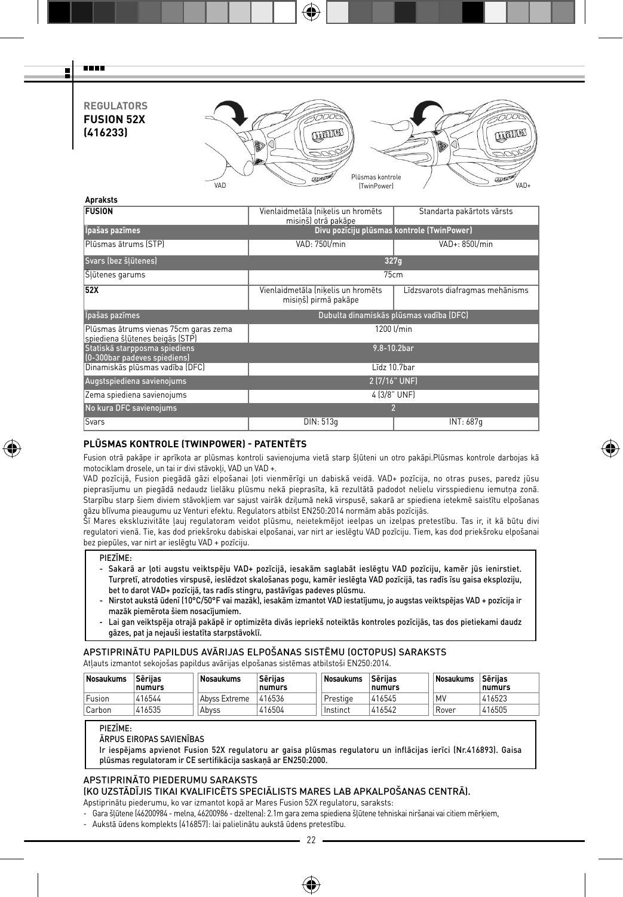**REGULATORS**
**FUSION 52X**
**(416233)**

VAD — Plūsmas kontrole (TwinPower) — VAD+

**Apraksts**

| **FUSION** | Vienlaidmetāla (niķelis un hromēts misiņš) otrā pakāpe | Standarta pakārtots vārsts |
|---|---|---|
| Īpašas pazīmes | Divu pozīciju plūsmas kontrole (TwinPower) | |
| Plūsmas ātrums (STP) | VAD: 750l/min | VAD+: 850l/min |
| Svars (bez šļūtenes) | 327g | |
| Šļūtenes garums | 75cm | |
| **52X** | Vienlaidmetāla (niķelis un hromēts misiņš) pirmā pakāpe | Līdzsvarots diafragmas mehānisms |
| Īpašas pazīmes | Dubulta dinamiskās plūsmas vadība (DFC) | |
| Plūsmas ātrums vienas 75cm garas zema spiediena šļūtenes beigās (STP) | 1200 l/min | |
| Statiskā starpposma spiediens (0-300bar padeves spiediens) | 9.8-10.2bar | |
| Dinamiskās plūsmas vadība (DFC) | Līdz 10.7bar | |
| Augstspiediena savienojums | 2 (7/16" UNF) | |
| Zema spiediena savienojums | 4 (3/8" UNF) | |
| No kura DFC savienojums | 2 | |
| Svars | DIN: 513g | INT: 687g |

## PLŪSMAS KONTROLE (TWINPOWER) - PATENTĒTS

Fusion otrā pakāpe ir aprīkota ar plūsmas kontroli savienojuma vietā starp šļūteni un otro pakāpi.Plūsmas kontrole darbojas kā motociklam drosele, un tai ir divi stāvokļi, VAD un VAD +.

VAD pozīcijā, Fusion piegādā gāzi elpošanai ļoti vienmērīgi un dabiskā veidā. VAD+ pozīcija, no otras puses, paredz jūsu pieprasījumu un piegādā nedaudz lielāku plūsmu nekā pieprasīta, kā rezultātā padodot nelielu virsspiedienu iemutņa zonā. Starpību starp šiem diviem stāvokļiem var sajust vairāk dziļumā nekā virspusē, sakarā ar spiediena ietekmē saistītu elpošanas gāzu blīvuma pieaugumu uz Venturi efektu. Regulators atbilst EN250:2014 normām abās pozīcijās.

Šī Mares ekskluzivitāte ļauj regulatoram veidot plūsmu, neietekmējot ieelpas un izelpas pretestību. Tas ir, it kā būtu divi regulatori vienā. Tie, kas dod priekšroku dabiskai elpošanai, var nirt ar ieslēgtu VAD pozīciju. Tiem, kas dod priekšroku elpošanai bez piepūles, var nirt ar ieslēgtu VAD + pozīciju.

> PIEZĪME:
> - **Sakarā ar ļoti augstu veiktspēju VAD+ pozīcijā, iesakām saglabāt ieslēgtu VAD pozīciju, kamēr jūs ienirstiet. Turpretī, atrodoties virspusē, ieslēdzot skalošanas pogu, kamēr ieslēgta VAD pozīcijā, tas radīs īsu gaisa eksploziju, bet to darot VAD+ pozīcijā, tas radīs stingru, pastāvīgas padeves plūsmu.**
> - **Nirstot aukstā ūdenī (10°C/50°F vai mazāk), iesakām izmantot VAD iestatījumu, jo augstas veiktspējas VAD + pozīcija ir mazāk piemērota šiem nosacījumiem.**
> - **Lai gan veiktspēja otrajā pakāpē ir optimizēta divās iepriekš noteiktās kontroles pozīcijās, tas dos pietiekami daudz gāzes, pat ja nejauši iestatīta starpstāvoklī.**

## APSTIPRINĀTU PAPILDUS AVĀRIJAS ELPOŠANAS SISTĒMU (OCTOPUS) SARAKSTS

Atļauts izmantot sekojošas papildus avārijas elpošanas sistēmas atbilstoši EN250:2014.

| Nosaukums | Sērijas numurs | Nosaukums | Sērijas numurs | Nosaukums | Sērijas numurs | Nosaukums | Sērijas numurs |
|---|---|---|---|---|---|---|---|
| Fusion | 416544 | Abyss Extreme | 416536 | Prestige | 416545 | MV | 416523 |
| Carbon | 416535 | Abyss | 416504 | Instinct | 416542 | Rover | 416505 |

> PIEZĪME:
> ĀRPUS EIROPAS SAVIENĪBAS
> **Ir iespējams apvienot Fusion 52X regulatoru ar gaisa plūsmas regulatoru un inflācijas ierīci (Nr.416893). Gaisa plūsmas regulatoram ir CE sertifikācija saskaņā ar EN250:2000.**

## APSTIPRINĀTO PIEDERUMU SARAKSTS
## (KO UZSTĀDĪJIS TIKAI KVALIFICĒTS SPECIĀLISTS MARES LAB APKALPOŠANAS CENTRĀ).

Apstiprinātu piederumu, ko var izmantot kopā ar Mares Fusion 52X regulatoru, saraksts:

- Gara šļūtene (46200984 - melna, 46200986 - dzeltena): 2.1m gara zema spiediena šļūtene tehniskai niršanai vai citiem mērķiem,
- Aukstā ūdens komplekts (416857): lai palielinātu aukstā ūdens pretestību.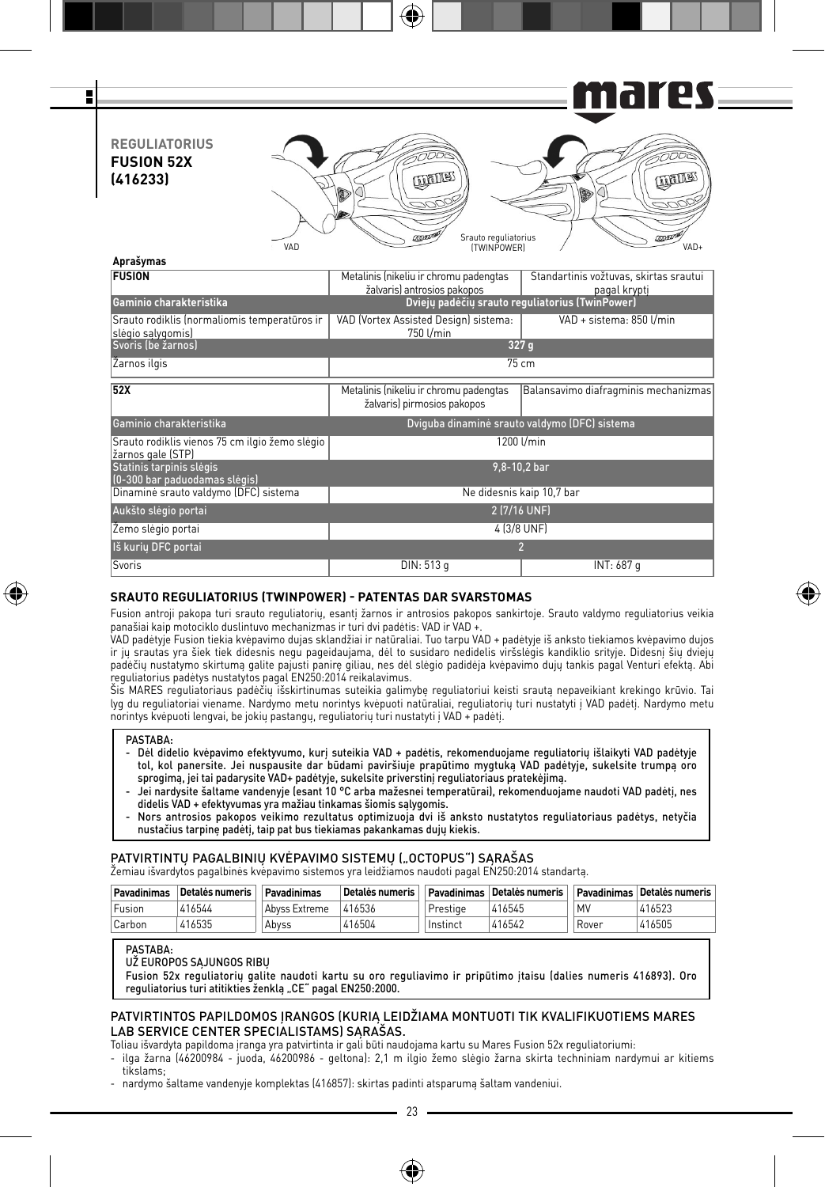## REGULIATORIUS FUSION 52X (416233)

VAD — Srauto reguliatorius (TWINPOWER) — VAD+

**Aprašymas**

| **FUSION** | Metalinis (nikeliu ir chromu padengtas žalvaris) antrosios pakopos | Standartinis vožtuvas, skirtas srautui pagal kryptį |
|---|---|---|
| **Gaminio charakteristika** | **Dviejų padėčių srauto reguliatorius (TwinPower)** | |
| Srauto rodiklis (normaliomis temperatūros ir slėgio sąlygomis) | VAD (Vortex Assisted Design) sistema: 750 l/min | VAD + sistema: 850 l/min |
| **Svoris (be žarnos)** | **327 g** | |
| Žarnos ilgis | 75 cm | |

| **52X** | Metalinis (nikeliu ir chromu padengtas žalvaris) pirmosios pakopos | Balansavimo diafragminis mechanizmas |
|---|---|---|
| Gaminio charakteristika | Dviguba dinaminė srauto valdymo (DFC) sistema | |
| Srauto rodiklis vienos 75 cm ilgio žemo slėgio žarnos gale (STP) | 1200 l/min | |
| Statinis tarpinis slėgis (0-300 bar paduodamas slėgis) | 9,8-10,2 bar | |
| Dinaminė srauto valdymo (DFC) sistema | Ne didesnis kaip 10,7 bar | |
| Aukšto slėgio portai | 2 (7/16 UNF) | |
| Žemo slėgio portai | 4 (3/8 UNF) | |
| Iš kurių DFC portai | 2 | |
| Svoris | DIN: 513 g | INT: 687 g |

### SRAUTO REGULIATORIUS (TWINPOWER) - PATENTAS DAR SVARSTOMAS

Fusion antroji pakopa turi srauto reguliatorių, esantį žarnos ir antrosios pakopos sankirtoje. Srauto valdymo reguliatorius veikia panašiai kaip motociklo duslintuvo mechanizmas ir turi dvi padėtis: VAD ir VAD +.

VAD padėtyje Fusion tiekia kvėpavimo dujas sklandžiai ir natūraliai. Tuo tarpu VAD + padėtyje iš anksto tiekiamos kvėpavimo dujos ir jų srautas yra šiek tiek didesnis negu pageidaujama, dėl to susidaro nedidelis viršslėgis kandiklio srityje. Didesnį šių dviejų padėčių nustatymo skirtumą galite pajusti panirę giliau, nes dėl slėgio padidėja kvėpavimo dujų tankis pagal Venturi efektą. Abi reguliatorius padėtys nustatytos pagal EN250:2014 reikalavimus.

Šis MARES reguliatoriaus padėčių išskirtinumas suteikia galimybę reguliatoriui keisti srautą nepaveikiant krekingo krūvio. Tai lyg du reguliatoriai viename. Nardymo metu norintys kvėpuoti natūraliai, reguliatorių turi nustatyti į VAD padėtį. Nardymo metu norintys kvėpuoti lengvai, be jokių pastangų, reguliatorių turi nustatyti į VAD + padėtį.

> PASTABA:
> - **Dėl didelio kvėpavimo efektyvumo, kurį suteikia VAD + padėtis, rekomenduojame reguliatorių išlaikyti VAD padėtyje tol, kol panersite. Jei nuspausite dar būdami paviršiuje prapūtimo mygtuką VAD padėtyje, sukelsite trumpą oro sprogimą, jei tai padarysite VAD+ padėtyje, sukelsite priverstinį reguliatoriaus pratekėjimą.**
> - **Jei nardysite šaltame vandenyje (esant 10 °C arba mažesnei temperatūrai), rekomenduojame naudoti VAD padėtį, nes didelis VAD + efektyvumas yra mažiau tinkamas šiomis sąlygomis.**
> - **Nors antrosios pakopos veikimo rezultatus optimizuoja dvi iš anksto nustatytos reguliatoriaus padėtys, netyčia nustačius tarpinę padėtį, taip pat bus tiekiamas pakankamas dujų kiekis.**

### PATVIRTINTŲ PAGALBINIŲ KVĖPAVIMO SISTEMŲ („OCTOPUS") SĄRAŠAS

Žemiau išvardytos pagalbinės kvėpavimo sistemos yra leidžiamos naudoti pagal EN250:2014 standartą.

| Pavadinimas | Detalės numeris | Pavadinimas | Detalės numeris | Pavadinimas | Detalės numeris | Pavadinimas | Detalės numeris |
|---|---|---|---|---|---|---|---|
| Fusion | 416544 | Abyss Extreme | 416536 | Prestige | 416545 | MV | 416523 |
| Carbon | 416535 | Abyss | 416504 | Instinct | 416542 | Rover | 416505 |

> PASTABA:
> UŽ EUROPOS SĄJUNGOS RIBŲ
> **Fusion 52x reguliatorių galite naudoti kartu su oro reguliavimo ir pripūtimo įtaisu (dalies numeris 416893). Oro reguliatorius turi atitikties ženklą „CE" pagal EN250:2000.**

### PATVIRTINTOS PAPILDOMOS ĮRANGOS (KURIĄ LEIDŽIAMA MONTUOTI TIK KVALIFIKUOTIEMS MARES LAB SERVICE CENTER SPECIALISTAMS) SĄRAŠAS.

Toliau išvardyta papildoma įranga yra patvirtinta ir gali būti naudojama kartu su Mares Fusion 52x reguliatoriumi:

- ilga žarna (46200984 - juoda, 46200986 - geltona): 2,1 m ilgio žemo slėgio žarna skirta techniniam nardymui ar kitiems tikslams;
- nardymo šaltame vandenyje komplektas (416857): skirtas padinti atsparumą šaltam vandeniui.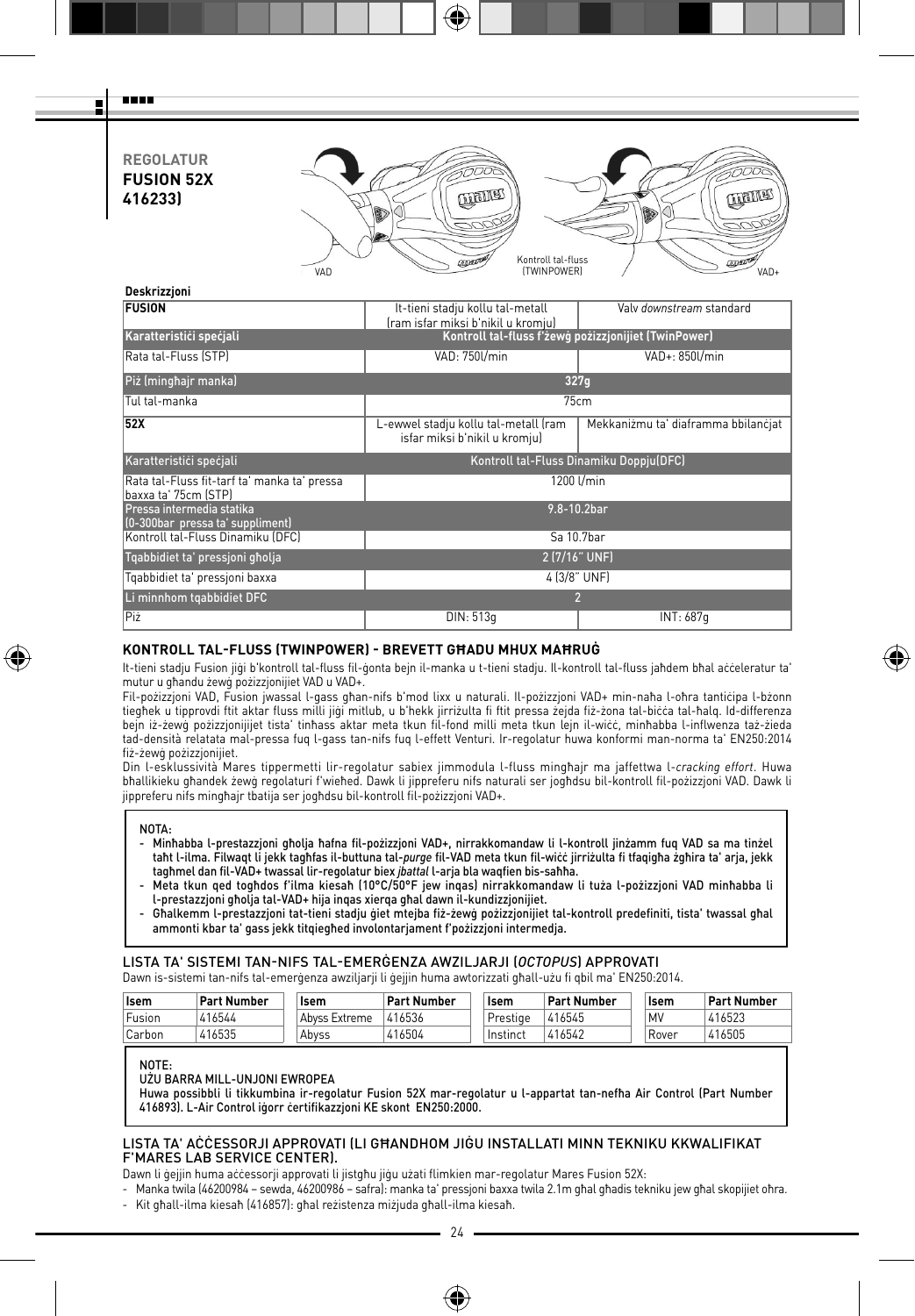**REGOLATUR**
**FUSION 52X**
**416233)**

VAD — Kontroll tal-fluss (TWINPOWER) — VAD+

**Deskrizzjoni**

| **FUSION** | It-tieni stadju kollu tal-metall (ram isfar miksi b'nikil u kromju) | Valv *downstream* standard |
|---|---|---|
| **Karatteristiċi speċjali** | **Kontroll tal-fluss f'żewġ pożizzjonijiet (TwinPower)** | |
| Rata tal-Fluss (STP) | VAD: 750l/min | VAD+: 850l/min |
| **Piż (mingħajr manka)** | **327g** | |
| Tul tal-manka | 75cm | |
| **52X** | L-ewwel stadju kollu tal-metall (ram isfar miksi b'nikil u kromju) | Mekkaniżmu ta' diaframma bbilanċjat |
| **Karatteristiċi speċjali** | **Kontroll tal-Fluss Dinamiku Doppju(DFC)** | |
| Rata tal-Fluss fit-tarf ta' manka ta' pressa baxxa ta' 75cm (STP) | 1200 l/min | |
| **Pressa intermedia statika (0-300bar pressa ta' suppliment)** | **9.8-10.2bar** | |
| Kontroll tal-Fluss Dinamiku (DFC) | Sa 10.7bar | |
| **Tqabbidiet ta' pressjoni għolja** | **2 (7/16" UNF)** | |
| Tqabbidiet ta' pressjoni baxxa | 4 (3/8" UNF) | |
| **Li minnhom tqabbidiet DFC** | **2** | |
| Piż | DIN: 513g | INT: 687g |

## KONTROLL TAL-FLUSS (TWINPOWER) - BREVETT GĦADU MHUX MAĦRUĠ

It-tieni stadju Fusion jiġi b'kontroll tal-fluss fil-ġonta bejn il-manka u t-tieni stadju. Il-kontroll tal-fluss jaħdem bħal aċċeleratur ta' mutur u għandu żewġ pożizzjonijiet VAD u VAD+.

Fil-pożizzjoni VAD, Fusion jwassal l-gass għan-nifs b'mod lixx u naturali. Il-pożizzjoni VAD+ min-naħa l-oħra tantiċipa l-bżonn tiegħek u tipprovdi ftit aktar fluss milli jiġi mitlub, u b'hekk jirriżulta fi ftit pressa żejda fiż-żona tal-biċċa tal-ħalq. Id-differenza bejn iż-żewġ pożizzjonijiet tista' tinħass aktar meta tkun fil-fond milli meta tkun lejn il-wiċċ, minħabba l-influwenza taż-żieda tad-densità relatata mal-pressa fuq l-gass tan-nifs fuq l-effett Venturi. Ir-regolatur huwa konformi man-norma ta' EN250:2014 fiż-żewġ pożizzjonijiet.

Din l-esklussività Mares tippermetti lir-regolatur sabiex jimmodula l-fluss mingħajr ma jaffettwa l-*cracking effort*. Huwa bħallikieku għandek żewġ regolaturi f'wieħed. Dawk li jippreferu nifs naturali ser jogħdsu bil-kontroll fil-pożizzjoni VAD. Dawk li jippreferu nifs mingħajr tbatija ser jogħdsu bil-kontroll fil-pożizzjoni VAD+.

> NOTA:
> - Minħabba l-prestazzjoni għolja ħafna fil-pożizzjoni VAD+, nirrakkomandaw li l-kontroll jinżamm fuq VAD sa ma tinżel taħt l-ilma. Filwaqt li jekk tagħfas il-buttuna tal-*purge* fil-VAD meta tkun fil-wiċċ jirriżulta fi tfaqigħa żgħira ta' arja, jekk tagħmel dan fil-VAD+ twassal lir-regolatur biex *jbattal* l-arja bla waqfien bis-saħħa.
> - Meta tkun qed togħdos f'ilma kiesaħ (10°C/50°F jew inqas) nirrakkomandaw li tuża l-pożizzjoni VAD minħabba li l-prestazzjoni għolja tal-VAD+ hija inqas xierqa għal dawn il-kundizzjonijiet.
> - Għalkemm il-prestazzjoni tat-tieni stadju ġiet mtejba fiż-żewġ pożizzjonijiet tal-kontroll predefiniti, tista' twassal għal ammonti kbar ta' gass jekk titqiegħed involontarjament f'pożizzjoni intermedja.

## LISTA TA' SISTEMI TAN-NIFS TAL-EMERĠENZA AWZILJARJI (*OCTOPUS*) APPROVATI

Dawn is-sistemi tan-nifs tal-emerġenza awziljarji li ġejjin huma awtorizzati għall-użu fi qbil ma' EN250:2014.

| Isem | Part Number | Isem | Part Number | Isem | Part Number | Isem | Part Number |
|---|---|---|---|---|---|---|---|
| Fusion | 416544 | Abyss Extreme | 416536 | Prestige | 416545 | MV | 416523 |
| Carbon | 416535 | Abyss | 416504 | Instinct | 416542 | Rover | 416505 |

> NOTE:
> UŻU BARRA MILL-UNJONI EWROPEA
> Huwa possibbli li tikkumbina ir-regolatur Fusion 52X mar-regolatur u l-appartat tan-nefħa Air Control (Part Number 416893). L-Air Control iġorr ċertifikazzjoni KE skont EN250:2000.

## LISTA TA' AĊĊESSORJI APPROVATI (LI GĦANDHOM JIĠU INSTALLATI MINN TEKNIKU KKWALIFIKAT F'MARES LAB SERVICE CENTER).

Dawn li ġejjin huma aċċessorji approvati li jistgħu jiġu użati flimkien mar-regolatur Mares Fusion 52X:

- Manka twila (46200984 – sewda, 46200986 – safra): manka ta' pressjoni baxxa twila 2.1m għal għadis tekniku jew għal skopijiet oħra.
- Kit għall-ilma kiesaħ (416857): għal reżistenza miżjuda għall-ilma kiesaħ.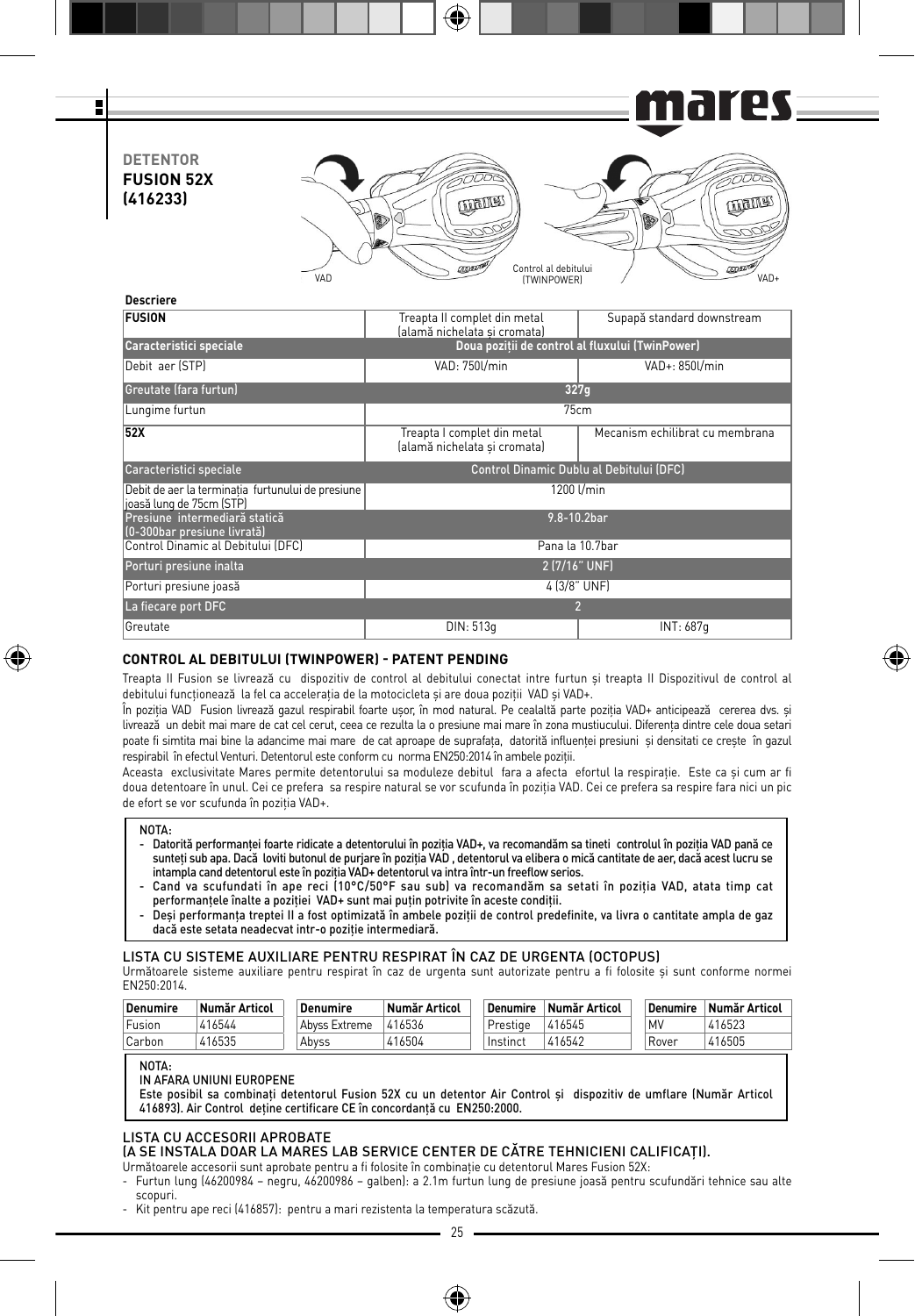**DETENTOR**
**FUSION 52X**
**(416233)**

VAD

Control al debitului (TWINPOWER)

VAD+

**Descriere**

| **FUSION** | Treapta II complet din metal (alamă nichelata și cromata) | Supapă standard downstream |
|---|---|---|
| Caracteristici speciale | Doua poziții de control al fluxului (TwinPower) | |
| Debit aer (STP) | VAD: 750l/min | VAD+: 850l/min |
| Greutate (fara furtun) | 327g | |
| Lungime furtun | 75cm | |
| **52X** | Treapta I complet din metal (alamă nichelata și cromata) | Mecanism echilibrat cu membrana |
| Caracteristici speciale | Control Dinamic Dublu al Debitului (DFC) | |
| Debit de aer la terminația furtunului de presiune joasă lung de 75cm (STP) | 1200 l/min | |
| Presiune intermediară statică (0-300bar presiune livrată) | 9.8-10.2bar | |
| Control Dinamic al Debitului (DFC) | Pana la 10.7bar | |
| Porturi presiune inalta | 2 (7/16" UNF) | |
| Porturi presiune joasă | 4 (3/8" UNF) | |
| La fiecare port DFC | 2 | |
| Greutate | DIN: 513g | INT: 687g |

### CONTROL AL DEBITULUI (TWINPOWER) - PATENT PENDING

Treapta II Fusion se livrează cu dispozitiv de control al debitului conectat intre furtun și treapta II Dispozitivul de control al debitului funcționează la fel ca accelerația de la motocicleta și are doua poziții VAD și VAD+.

În poziția VAD Fusion livrează gazul respirabil foarte ușor, în mod natural. Pe cealaltă parte poziția VAD+ anticipează cererea dvs. și livrează un debit mai mare de cat cel cerut, ceea ce rezulta la o presiune mai mare în zona mustiucului. Diferența dintre cele doua setari poate fi simtita mai bine la adancime mai mare de cat aproape de suprafața, datorită influenței presiuni și densitati ce crește în gazul respirabil în efectul Venturi. Detentorul este conform cu norma EN250:2014 în ambele poziții.

Aceasta exclusivitate Mares permite detentorului sa moduleze debitul fara a afecta efortul la respirație. Este ca și cum ar fi doua detentoare în unul. Cei ce prefera sa respire natural se vor scufunda în poziția VAD. Cei ce prefera sa respire fara nici un pic de efort se vor scufunda în poziția VAD+.

> NOTA:
> - Datorită performanței foarte ridicate a detentorului în poziția VAD+, va recomandăm sa tineti controlul în poziția VAD pană ce sunteți sub apa. Dacă loviti butonul de purjare în poziția VAD , detentorul va elibera o mică cantitate de aer, dacă acest lucru se intampla cand detentorul este în poziția VAD+ detentorul va intra într-un freeflow serios.
> - Cand va scufundati în ape reci (10°C/50°F sau sub) va recomandăm sa setati în poziția VAD, atata timp cat performanțele înalte a poziției VAD+ sunt mai puțin potrivite în aceste condiții.
> - Deși performanța treptei II a fost optimizată în ambele poziții de control predefinite, va livra o cantitate ampla de gaz dacă este setata neadecvat intr-o poziție intermediară.

### LISTA CU SISTEME AUXILIARE PENTRU RESPIRAT ÎN CAZ DE URGENTA (OCTOPUS)

Următoarele sisteme auxiliare pentru respirat în caz de urgenta sunt autorizate pentru a fi folosite și sunt conforme normei EN250:2014.

| Denumire | Număr Articol | Denumire | Număr Articol | Denumire | Număr Articol | Denumire | Număr Articol |
|---|---|---|---|---|---|---|---|
| Fusion | 416544 | Abyss Extreme | 416536 | Prestige | 416545 | MV | 416523 |
| Carbon | 416535 | Abyss | 416504 | Instinct | 416542 | Rover | 416505 |

> NOTA:
> IN AFARA UNIUNI EUROPENE
> Este posibil sa combinați detentorul Fusion 52X cu un detentor Air Control și dispozitiv de umflare (Număr Articol 416893). Air Control deține certificare CE în concordanță cu EN250:2000.

### LISTA CU ACCESORII APROBATE
### (A SE INSTALA DOAR LA MARES LAB SERVICE CENTER DE CĂTRE TEHNICIENI CALIFICAȚI).

Următoarele accesorii sunt aprobate pentru a fi folosite în combinație cu detentorul Mares Fusion 52X:

- Furtun lung (46200984 – negru, 46200986 – galben): a 2.1m furtun lung de presiune joasă pentru scufundări tehnice sau alte scopuri.
- Kit pentru ape reci (416857): pentru a mari rezistenta la temperatura scăzută.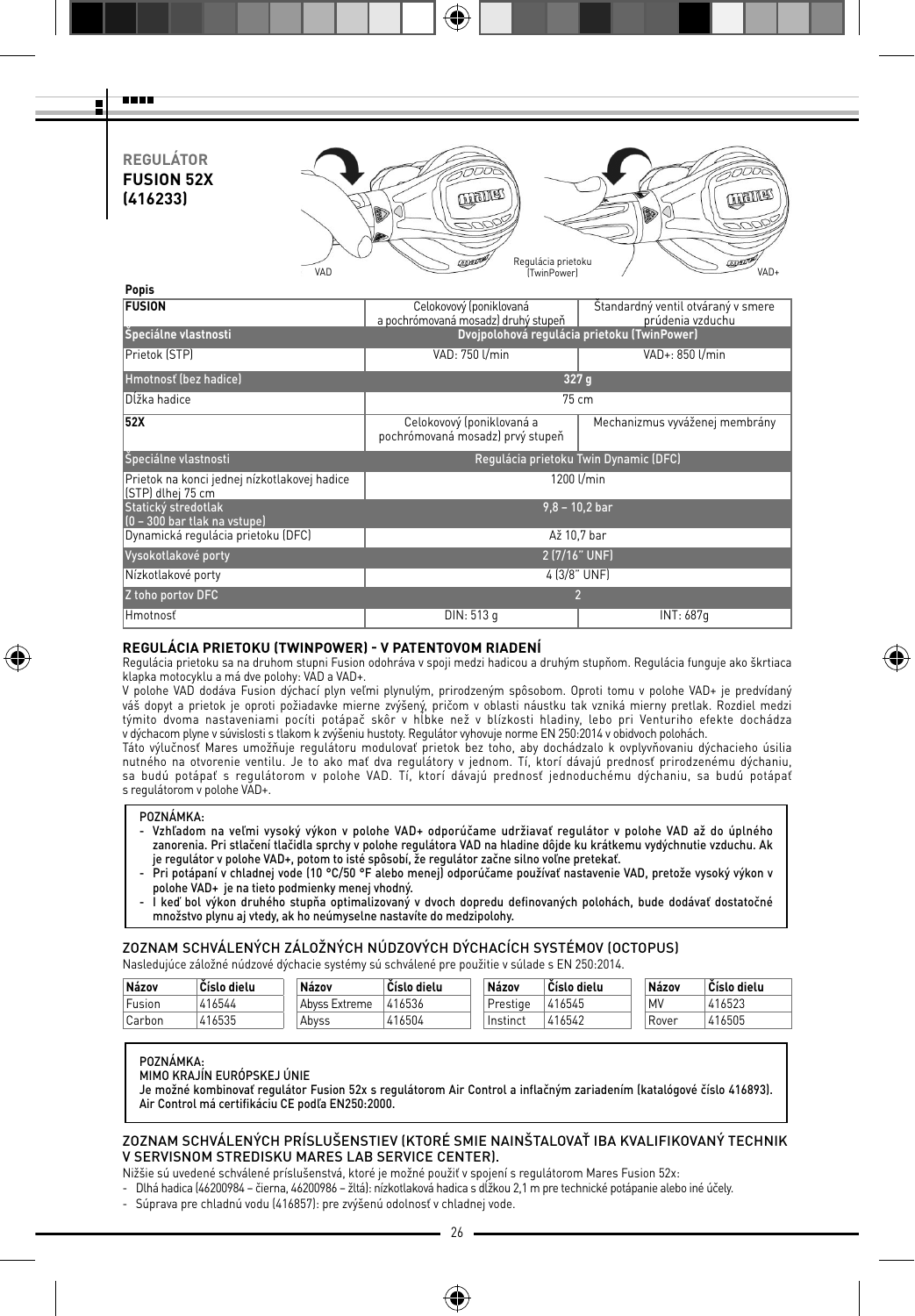# REGULÁTOR FUSION 52X (416233)

VAD

Regulácia prietoku (TwinPower)

VAD+

**Popis**

| **FUSION** | Celokovový (poniklovaná a pochrómovaná mosadz) druhý stupeň | Štandardný ventil otváraný v smere prúdenia vzduchu |
|---|---|---|
| **Špeciálne vlastnosti** | **Dvojpolohová regulácia prietoku (TwinPower)** | |
| Prietok (STP) | VAD: 750 l/min | VAD+: 850 l/min |
| **Hmotnosť (bez hadice)** | **327 g** | |
| Dĺžka hadice | 75 cm | |
| **52X** | Celokovový (poniklovaná a pochrómovaná mosadz) prvý stupeň | Mechanizmus vyváženej membrány |
| **Špeciálne vlastnosti** | **Regulácia prietoku Twin Dynamic (DFC)** | |
| Prietok na konci jednej nízkotlakovej hadice (STP) dlhej 75 cm | 1200 l/min | |
| **Statický stredotlak (0 – 300 bar tlak na vstupe)** | **9,8 – 10,2 bar** | |
| Dynamická regulácia prietoku (DFC) | Až 10,7 bar | |
| **Vysokotlakové porty** | **2 (7/16" UNF)** | |
| Nízkotlakové porty | 4 (3/8" UNF) | |
| **Z toho portov DFC** | **2** | |
| Hmotnosť | DIN: 513 g | INT: 687g |

## REGULÁCIA PRIETOKU (TWINPOWER) - V PATENTOVOM RIADENÍ

Regulácia prietoku sa na druhom stupni Fusion odohráva v spoji medzi hadicou a druhým stupňom. Regulácia funguje ako škrtiaca klapka motocyklu a má dve polohy: VAD a VAD+.

V polohe VAD dodáva Fusion dýchací plyn veľmi plynulým, prirodzeným spôsobom. Oproti tomu v polohe VAD+ je predvídaný váš dopyt a prietok je oproti požiadavke mierne zvýšený, pričom v oblasti náustku tak vzniká mierny pretlak. Rozdiel medzi týmito dvoma nastaveniami pocíti potápač skôr v hĺbke než v blízkosti hladiny, lebo pri Venturiho efekte dochádza v dýchacom plyne v súvislosti s tlakom k zvýšeniu hustoty. Regulátor vyhovuje norme EN 250:2014 v obidvoch polohách.

Táto výlučnosť Mares umožňuje regulátoru modulovať prietok bez toho, aby dochádzalo k ovplyvňovaniu dýchacieho úsilia nutného na otvorenie ventilu. Je to ako mať dva regulátory v jednom. Tí, ktorí dávajú prednosť prirodzenému dýchaniu, sa budú potápať s regulátorom v polohe VAD. Tí, ktorí dávajú prednosť jednoduchému dýchaniu, sa budú potápať s regulátorom v polohe VAD+.

> POZNÁMKA:
> - **Vzhľadom na veľmi vysoký výkon v polohe VAD+ odporúčame udržiavať regulátor v polohe VAD až do úplného zanorenia. Pri stlačení tlačidla sprchy v polohe regulátora VAD na hladine dôjde ku krátkemu vydýchnutie vzduchu. Ak je regulátor v polohe VAD+, potom to isté spôsobí, že regulátor začne silno voľne pretekať.**
> - **Pri potápaní v chladnej vode (10 °C/50 °F alebo menej) odporúčame používať nastavenie VAD, pretože vysoký výkon v polohe VAD+ je na tieto podmienky menej vhodný.**
> - **I keď bol výkon druhého stupňa optimalizovaný v dvoch dopredu definovaných polohách, bude dodávať dostatočné množstvo plynu aj vtedy, ak ho neúmyselne nastavíte do medzipolohy.**

## ZOZNAM SCHVÁLENÝCH ZÁLOŽNÝCH NÚDZOVÝCH DÝCHACÍCH SYSTÉMOV (OCTOPUS)

Nasledujúce záložné núdzové dýchacie systémy sú schválené pre použitie v súlade s EN 250:2014.

| Názov | Číslo dielu |
|---|---|
| Fusion | 416544 |
| Carbon | 416535 |
| Abyss Extreme | 416536 |
| Abyss | 416504 |
| Prestige | 416545 |
| Instinct | 416542 |
| MV | 416523 |
| Rover | 416505 |

> POZNÁMKA:
> MIMO KRAJÍN EURÓPSKEJ ÚNIE
> **Je možné kombinovať regulátor Fusion 52x s regulátorom Air Control a inflačným zariadením (katalógové číslo 416893). Air Control má certifikáciu CE podľa EN250:2000.**

## ZOZNAM SCHVÁLENÝCH PRÍSLUŠENSTIEV (KTORÉ SMIE NAINŠTALOVAŤ IBA KVALIFIKOVANÝ TECHNIK V SERVISNOM STREDISKU MARES LAB SERVICE CENTER).

Nižšie sú uvedené schválené príslušenstvá, ktoré je možné použiť v spojení s regulátorom Mares Fusion 52x:

- Dlhá hadica (46200984 – čierna, 46200986 – žltá): nízkotlaková hadica s dĺžkou 2,1 m pre technické potápanie alebo iné účely.
- Súprava pre chladnú vodu (416857): pre zvýšenú odolnosť v chladnej vode.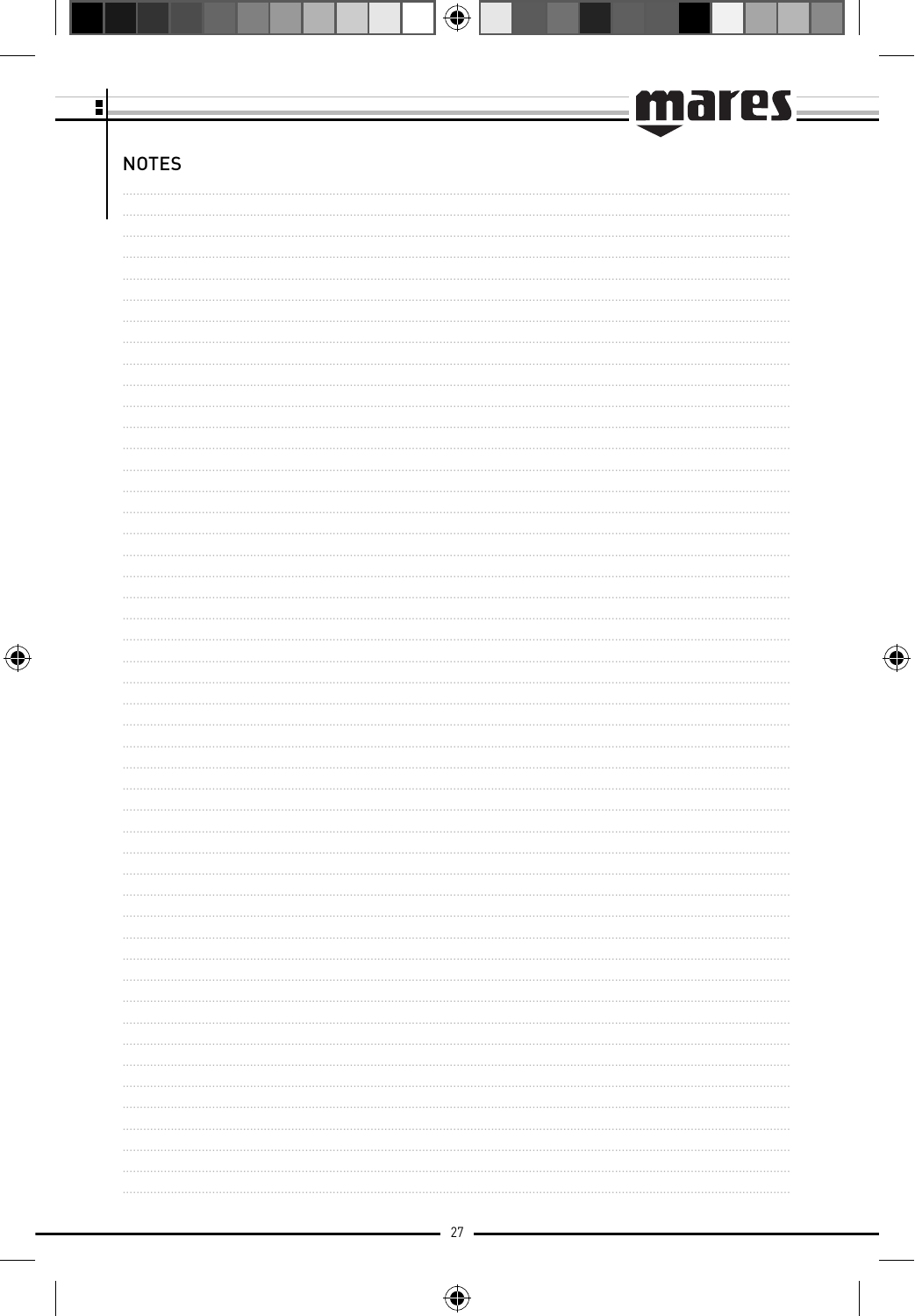## NOTES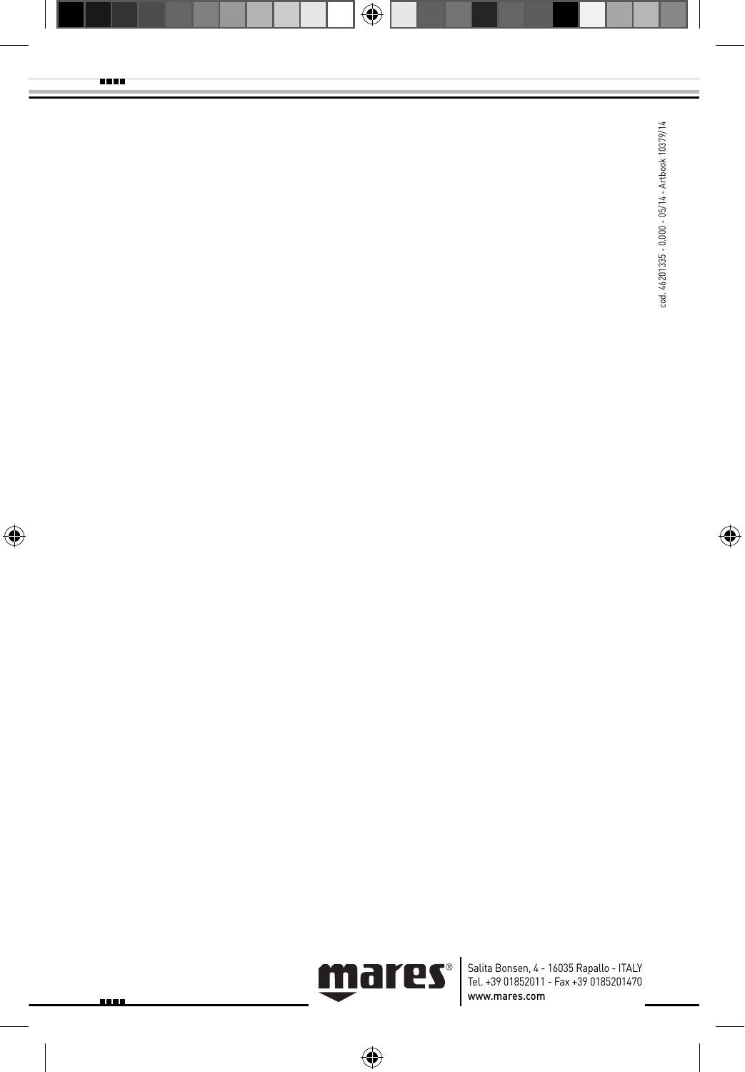cod. 46201335 - 0.000 - 05/14 - Artbook 10379/14

mares®

Salita Bonsen, 4 - 16035 Rapallo - ITALY
Tel. +39 01852011 - Fax +39 0185201470
www.mares.com